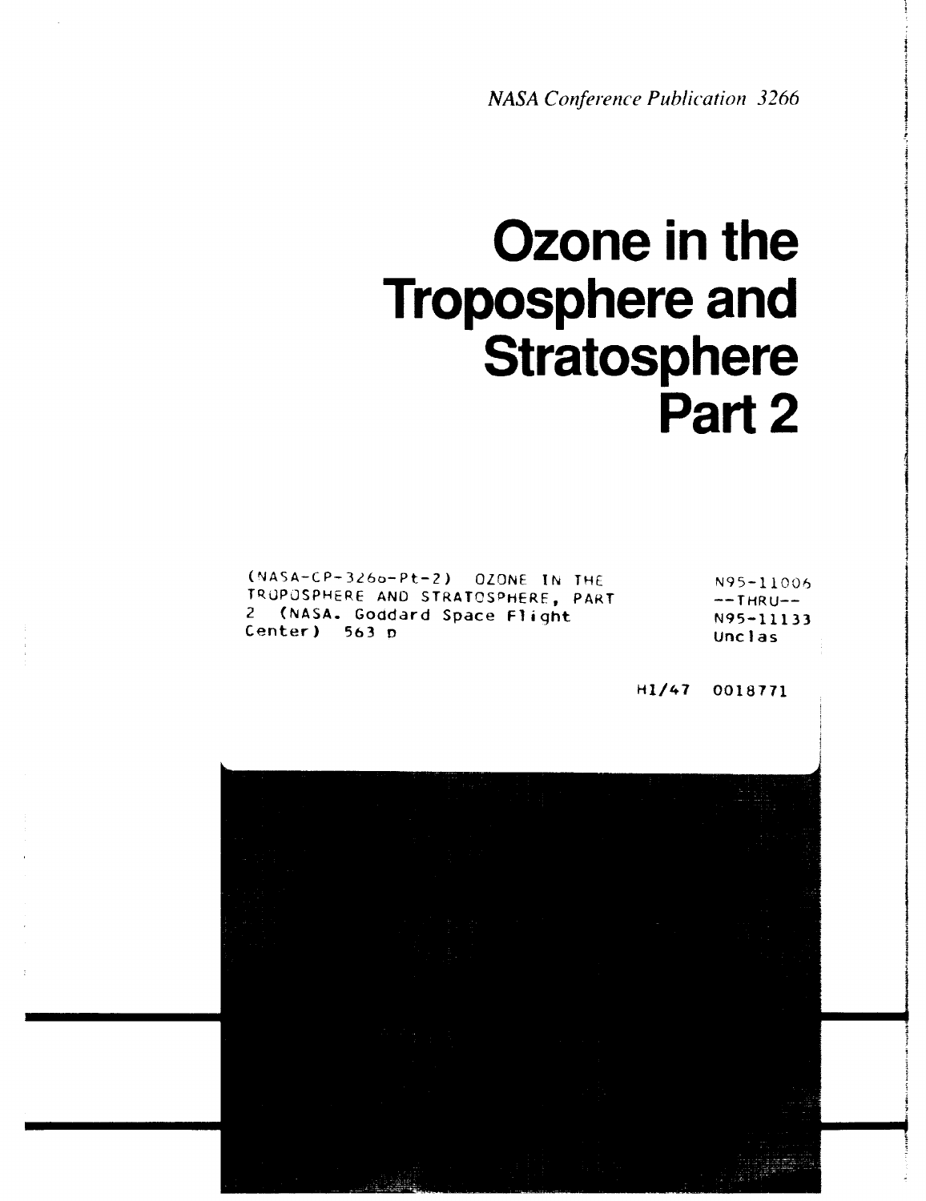*NASA Conference Publication 3266*

# Ozone in the Troposphere and Stratosphere Part 2

(NASA-CP-3266-Pt-2) OZONE IN THE TROPOSPHERE AND STRATOSPHERE, PART 2 (NASA. Goddard Space Flight Center) 563 p

N95-11006 --THRU-- N95-11133 Unclas

H1/47 0018771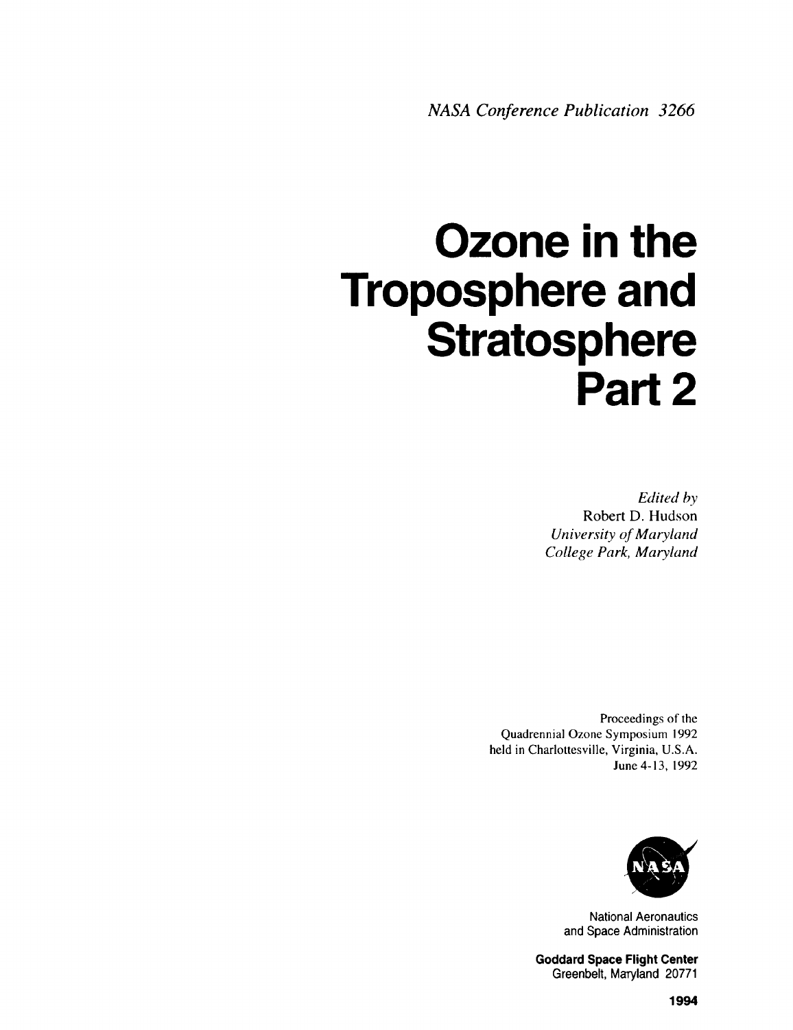*NASA Conference Publication 3266*

# Ozone in the Troposphere and Stratosphere Part 2

*Edited by*
Robert D. Hudson
*University of Maryland*
*College Park, Maryland*

Proceedings of the
Quadrennial Ozone Symposium 1992
held in Charlottesville, Virginia, U.S.A.
June 4-13, 1992

National Aeronautics
and Space Administration

**Goddard Space Flight Center**
Greenbelt, Maryland 20771

**1994**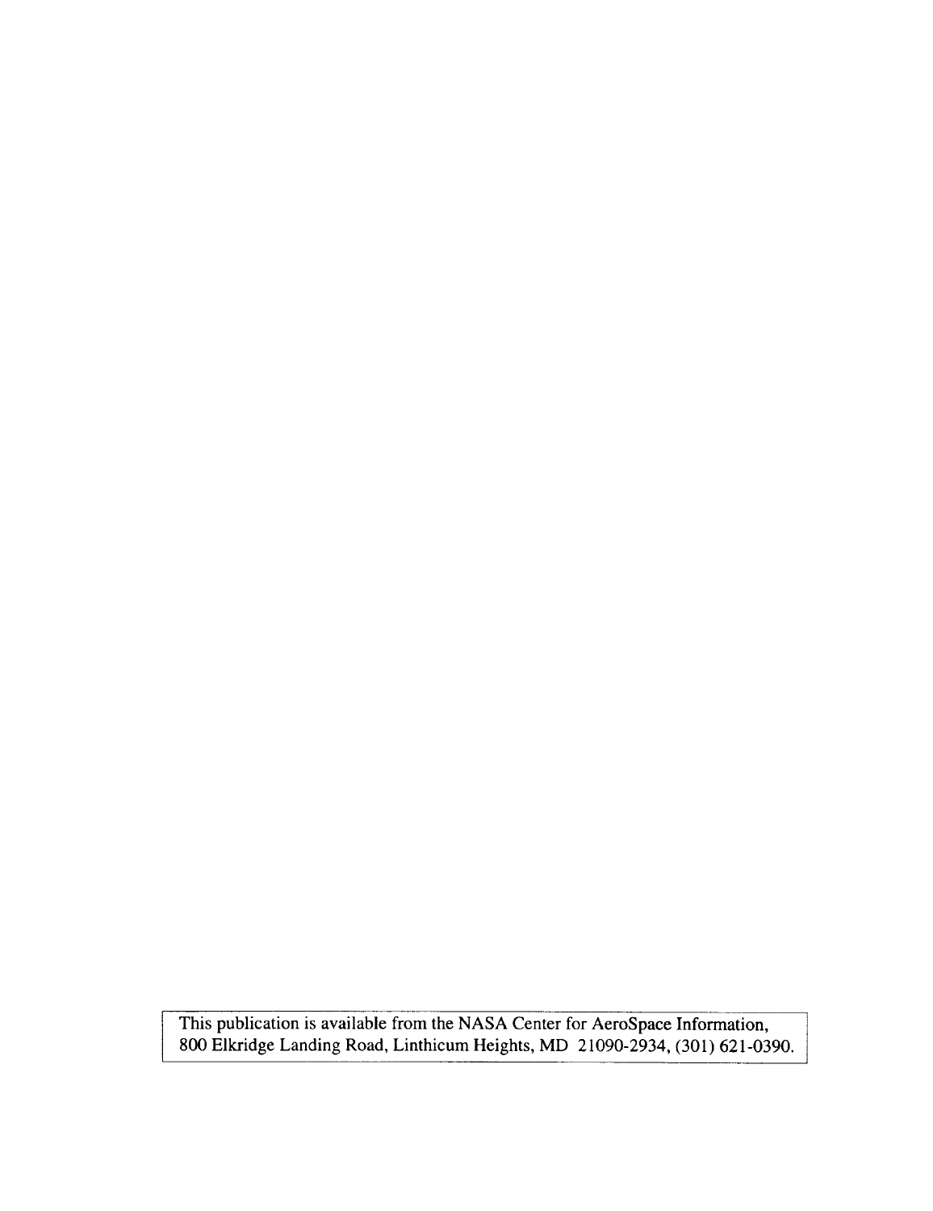This publication is available from the NASA Center for AeroSpace Information, 800 Elkridge Landing Road, Linthicum Heights, MD 21090-2934, (301) 621-0390.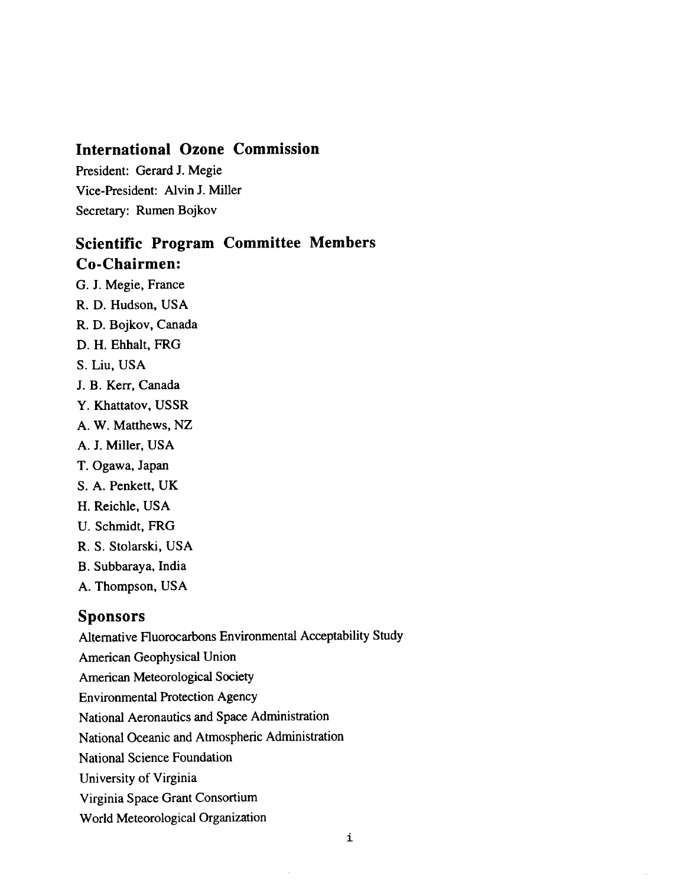## International Ozone Commission

President: Gerard J. Megie
Vice-President: Alvin J. Miller
Secretary: Rumen Bojkov

## Scientific Program Committee Members

### Co-Chairmen:

G. J. Megie, France
R. D. Hudson, USA
R. D. Bojkov, Canada
D. H. Ehhalt, FRG
S. Liu, USA
J. B. Kerr, Canada
Y. Khattatov, USSR
A. W. Matthews, NZ
A. J. Miller, USA
T. Ogawa, Japan
S. A. Penkett, UK
H. Reichle, USA
U. Schmidt, FRG
R. S. Stolarski, USA
B. Subbaraya, India
A. Thompson, USA

## Sponsors

Alternative Fluorocarbons Environmental Acceptability Study
American Geophysical Union
American Meteorological Society
Environmental Protection Agency
National Aeronautics and Space Administration
National Oceanic and Atmospheric Administration
National Science Foundation
University of Virginia
Virginia Space Grant Consortium
World Meteorological Organization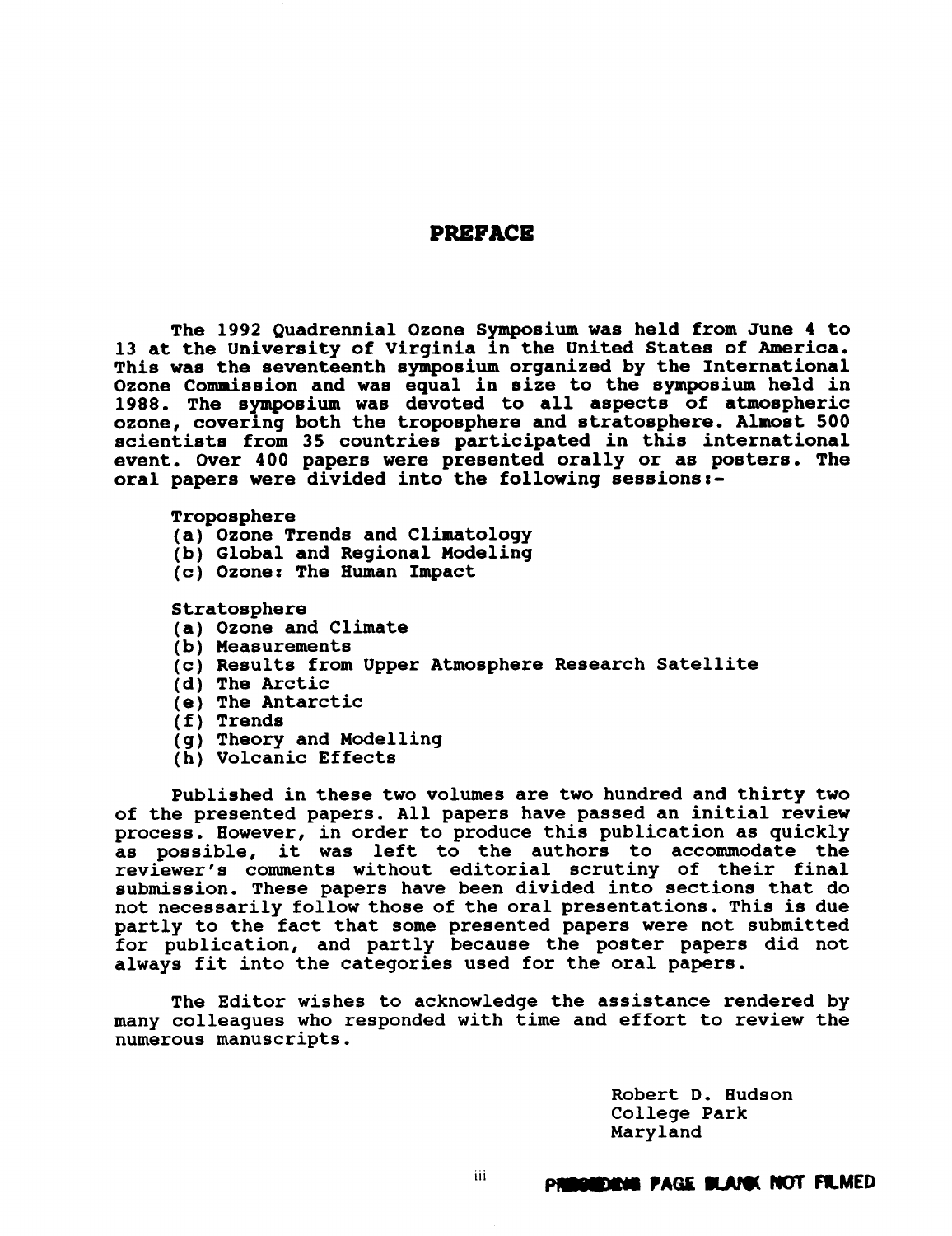# PREFACE

The 1992 Quadrennial Ozone Symposium was held from June 4 to 13 at the University of Virginia in the United States of America. This was the seventeenth symposium organized by the International Ozone Commission and was equal in size to the symposium held in 1988. The symposium was devoted to all aspects of atmospheric ozone, covering both the troposphere and stratosphere. Almost 500 scientists from 35 countries participated in this international event. Over 400 papers were presented orally or as posters. The oral papers were divided into the following sessions:-

Troposphere
- (a) Ozone Trends and Climatology
- (b) Global and Regional Modeling
- (c) Ozone: The Human Impact

Stratosphere
- (a) Ozone and Climate
- (b) Measurements
- (c) Results from Upper Atmosphere Research Satellite
- (d) The Arctic
- (e) The Antarctic
- (f) Trends
- (g) Theory and Modelling
- (h) Volcanic Effects

Published in these two volumes are two hundred and thirty two of the presented papers. All papers have passed an initial review process. However, in order to produce this publication as quickly as possible, it was left to the authors to accommodate the reviewer's comments without editorial scrutiny of their final submission. These papers have been divided into sections that do not necessarily follow those of the oral presentations. This is due partly to the fact that some presented papers were not submitted for publication, and partly because the poster papers did not always fit into the categories used for the oral papers.

The Editor wishes to acknowledge the assistance rendered by many colleagues who responded with time and effort to review the numerous manuscripts.

Robert D. Hudson
College Park
Maryland

PRECEDING PAGE BLANK NOT FILMED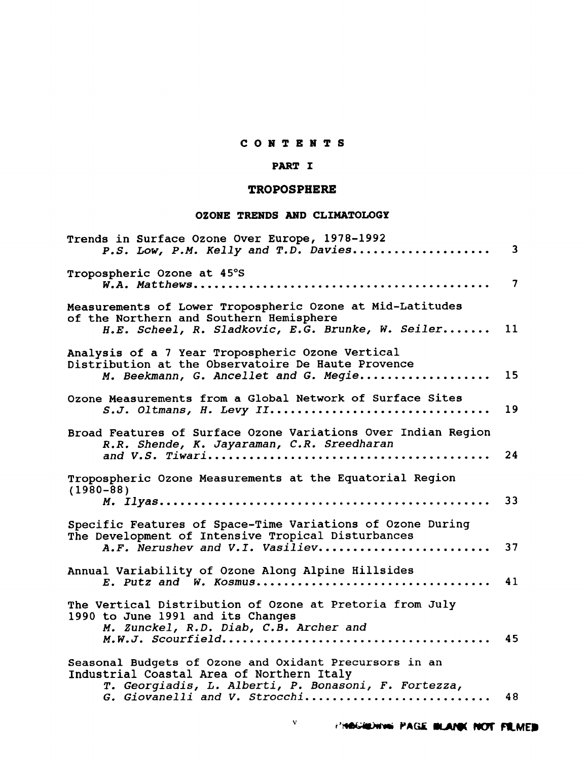# CONTENTS

## PART I

## TROPOSPHERE

### OZONE TRENDS AND CLIMATOLOGY

Trends in Surface Ozone Over Europe, 1978-1992
*P.S. Low, P.M. Kelly and T.D. Davies*.................... 3

Tropospheric Ozone at 45°S
*W.A. Matthews*.......................................... 7

Measurements of Lower Tropospheric Ozone at Mid-Latitudes of the Northern and Southern Hemisphere
*H.E. Scheel, R. Sladkovic, E.G. Brunke, W. Seiler*....... 11

Analysis of a 7 Year Tropospheric Ozone Vertical Distribution at the Observatoire De Haute Provence
*M. Beekmann, G. Ancellet and G. Megie*................... 15

Ozone Measurements from a Global Network of Surface Sites
*S.J. Oltmans, H. Levy II*................................ 19

Broad Features of Surface Ozone Variations Over Indian Region
*R.R. Shende, K. Jayaraman, C.R. Sreedharan and V.S. Tiwari*.......................................... 24

Tropospheric Ozone Measurements at the Equatorial Region (1980-88)
*M. Ilyas*................................................ 33

Specific Features of Space-Time Variations of Ozone During The Development of Intensive Tropical Disturbances
*A.F. Nerushev and V.I. Vasiliev*......................... 37

Annual Variability of Ozone Along Alpine Hillsides
*E. Putz and W. Kosmus*................................... 41

The Vertical Distribution of Ozone at Pretoria from July 1990 to June 1991 and its Changes
*M. Zunckel, R.D. Diab, C.B. Archer and M.W.J. Scourfield*...................................... 45

Seasonal Budgets of Ozone and Oxidant Precursors in an Industrial Coastal Area of Northern Italy
*T. Georgiadis, L. Alberti, P. Bonasoni, F. Fortezza, G. Giovanelli and V. Strocchi*........................... 48

PRECEDING PAGE BLANK NOT FILMED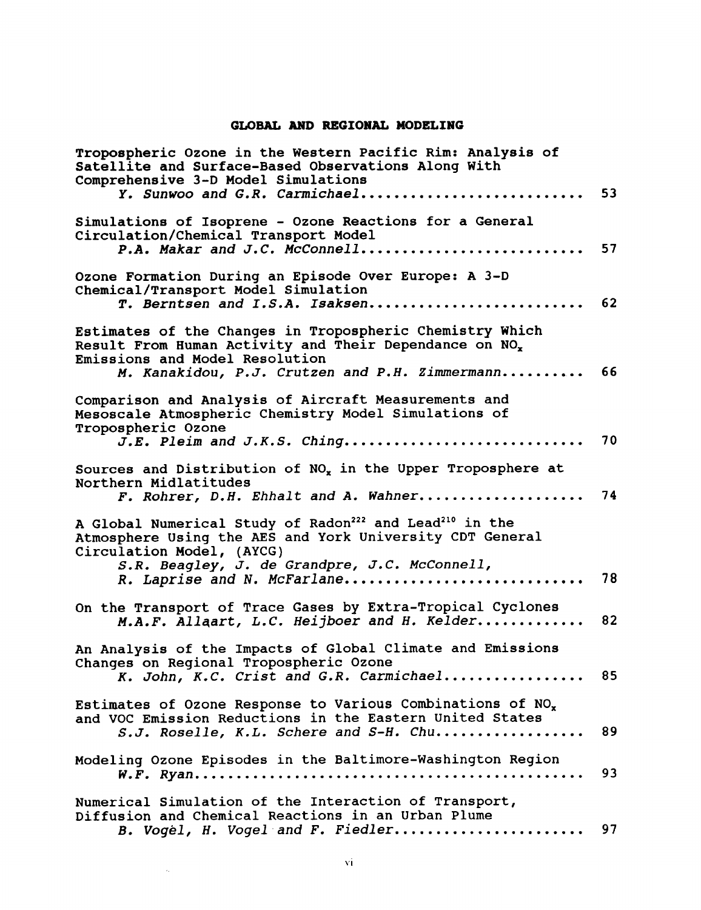## GLOBAL AND REGIONAL MODELING

Tropospheric Ozone in the Western Pacific Rim: Analysis of Satellite and Surface-Based Observations Along With Comprehensive 3-D Model Simulations
*Y. Sunwoo and G.R. Carmichael* .......................... 53

Simulations of Isoprene - Ozone Reactions for a General Circulation/Chemical Transport Model
*P.A. Makar and J.C. McConnell* .......................... 57

Ozone Formation During an Episode Over Europe: A 3-D Chemical/Transport Model Simulation
*T. Berntsen and I.S.A. Isaksen* .......................... 62

Estimates of the Changes in Tropospheric Chemistry Which Result From Human Activity and Their Dependance on $NO_x$ Emissions and Model Resolution
*M. Kanakidou, P.J. Crutzen and P.H. Zimmermann* .......... 66

Comparison and Analysis of Aircraft Measurements and Mesoscale Atmospheric Chemistry Model Simulations of Tropospheric Ozone
*J.E. Pleim and J.K.S. Ching* .......................... 70

Sources and Distribution of $NO_x$ in the Upper Troposphere at Northern Midlatitudes
*F. Rohrer, D.H. Ehhalt and A. Wahner* .................... 74

A Global Numerical Study of $Radon^{222}$ and $Lead^{210}$ in the Atmosphere Using the AES and York University CDT General Circulation Model, (AYCG)
*S.R. Beagley, J. de Grandpre, J.C. McConnell, R. Laprise and N. McFarlane* .......................... 78

On the Transport of Trace Gases by Extra-Tropical Cyclones
*M.A.F. Allaart, L.C. Heijboer and H. Kelder* ............ 82

An Analysis of the Impacts of Global Climate and Emissions Changes on Regional Tropospheric Ozone
*K. John, K.C. Crist and G.R. Carmichael* ................ 85

Estimates of Ozone Response to Various Combinations of $NO_x$ and VOC Emission Reductions in the Eastern United States
*S.J. Roselle, K.L. Schere and S-H. Chu* ................. 89

Modeling Ozone Episodes in the Baltimore-Washington Region
*W.F. Ryan* .............................................. 93

Numerical Simulation of the Interaction of Transport, Diffusion and Chemical Reactions in an Urban Plume
*B. Vogel, H. Vogel and F. Fiedler* ...................... 97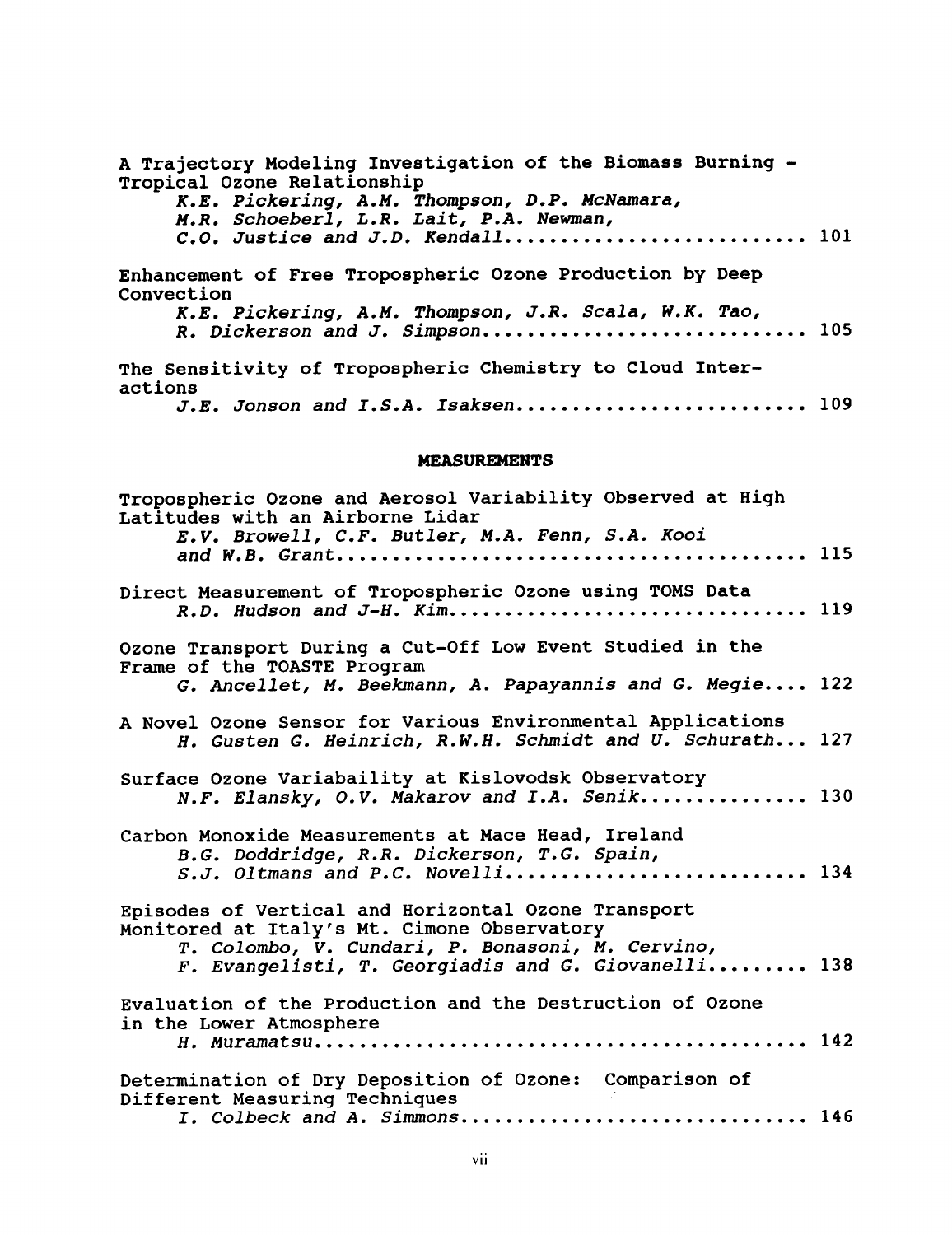A Trajectory Modeling Investigation of the Biomass Burning - Tropical Ozone Relationship
*K.E. Pickering, A.M. Thompson, D.P. McNamara, M.R. Schoeberl, L.R. Lait, P.A. Newman, C.O. Justice and J.D. Kendall*.......................... 101

Enhancement of Free Tropospheric Ozone Production by Deep Convection
*K.E. Pickering, A.M. Thompson, J.R. Scala, W.K. Tao, R. Dickerson and J. Simpson*............................ 105

The Sensitivity of Tropospheric Chemistry to Cloud Interactions
*J.E. Jonson and I.S.A. Isaksen*......................... 109

## MEASUREMENTS

Tropospheric Ozone and Aerosol Variability Observed at High Latitudes with an Airborne Lidar
*E.V. Browell, C.F. Butler, M.A. Fenn, S.A. Kooi and W.B. Grant*......................................... 115

Direct Measurement of Tropospheric Ozone using TOMS Data
*R.D. Hudson and J-H. Kim*............................... 119

Ozone Transport During a Cut-Off Low Event Studied in the Frame of the TOASTE Program
*G. Ancellet, M. Beekmann, A. Papayannis and G. Megie*.... 122

A Novel Ozone Sensor for Various Environmental Applications
*H. Gusten G. Heinrich, R.W.H. Schmidt and U. Schurath*... 127

Surface Ozone Variabaility at Kislovodsk Observatory
*N.F. Elansky, O.V. Makarov and I.A. Senik*............... 130

Carbon Monoxide Measurements at Mace Head, Ireland
*B.G. Doddridge, R.R. Dickerson, T.G. Spain, S.J. Oltmans and P.C. Novelli*........................... 134

Episodes of Vertical and Horizontal Ozone Transport Monitored at Italy's Mt. Cimone Observatory
*T. Colombo, V. Cundari, P. Bonasoni, M. Cervino, F. Evangelisti, T. Georgiadis and G. Giovanelli*......... 138

Evaluation of the Production and the Destruction of Ozone in the Lower Atmosphere
*H. Muramatsu*............................................ 142

Determination of Dry Deposition of Ozone: Comparison of Different Measuring Techniques
*I. Colbeck and A. Simmons*.............................. 146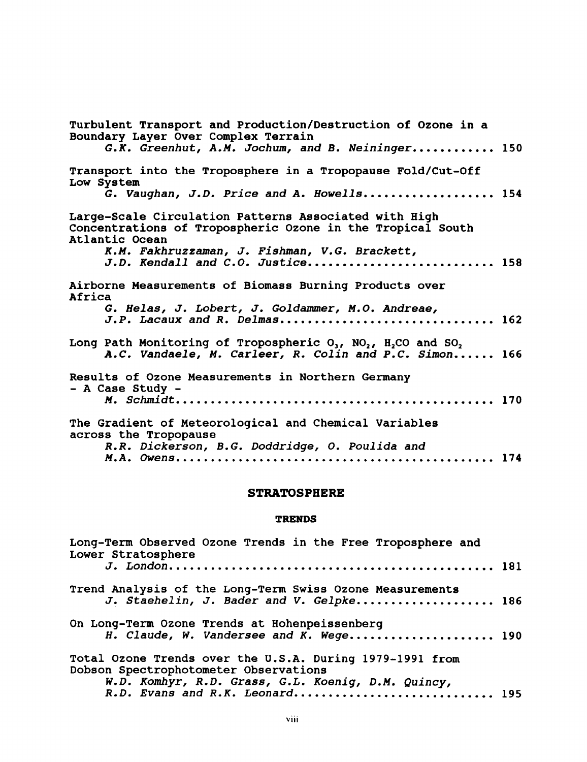Turbulent Transport and Production/Destruction of Ozone in a Boundary Layer Over Complex Terrain
*G.K. Greenhut, A.M. Jochum, and B. Neininger*............ 150

Transport into the Troposphere in a Tropopause Fold/Cut-Off Low System
*G. Vaughan, J.D. Price and A. Howells*................... 154

Large-Scale Circulation Patterns Associated with High Concentrations of Tropospheric Ozone in the Tropical South Atlantic Ocean
*K.M. Fakhruzzaman, J. Fishman, V.G. Brackett, J.D. Kendall and C.O. Justice*........................... 158

Airborne Measurements of Biomass Burning Products over Africa
*G. Helas, J. Lobert, J. Goldammer, M.O. Andreae, J.P. Lacaux and R. Delmas*.............................. 162

Long Path Monitoring of Tropospheric $O_3$, $NO_2$, $H_2CO$ and $SO_2$
*A.C. Vandaele, M. Carleer, R. Colin and P.C. Simon*...... 166

Results of Ozone Measurements in Northern Germany - A Case Study -
*M. Schmidt*.............................................. 170

The Gradient of Meteorological and Chemical Variables across the Tropopause
*R.R. Dickerson, B.G. Doddridge, O. Poulida and M.A. Owens*.............................................. 174

## STRATOSPHERE

### TRENDS

Long-Term Observed Ozone Trends in the Free Troposphere and Lower Stratosphere
*J. London*............................................... 181

Trend Analysis of the Long-Term Swiss Ozone Measurements
*J. Staehelin, J. Bader and V. Gelpke*.................... 186

On Long-Term Ozone Trends at Hohenpeissenberg
*H. Claude, W. Vandersee and K. Wege*..................... 190

Total Ozone Trends over the U.S.A. During 1979-1991 from Dobson Spectrophotometer Observations
*W.D. Komhyr, R.D. Grass, G.L. Koenig, D.M. Quincy, R.D. Evans and R.K. Leonard*............................ 195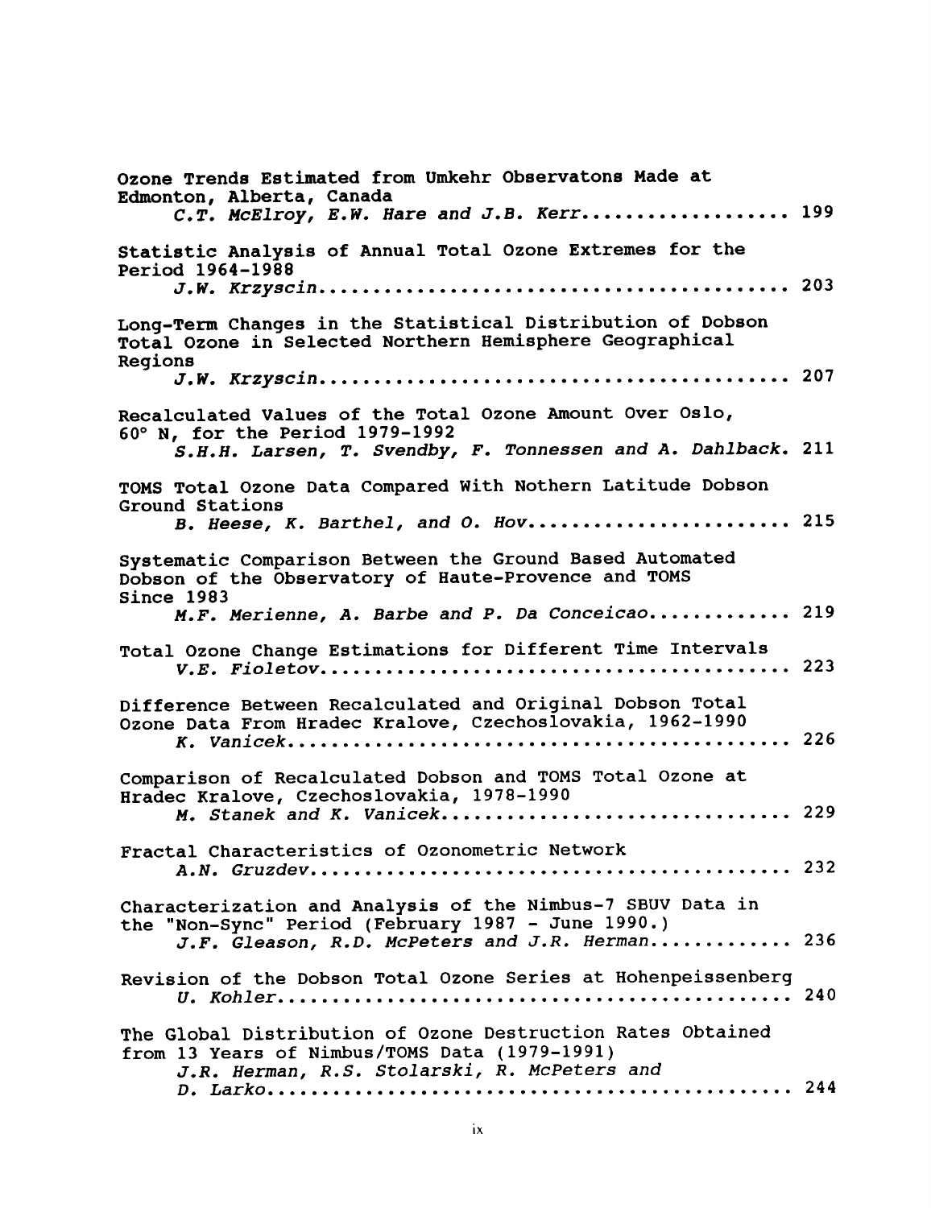Ozone Trends Estimated from Umkehr Observatons Made at Edmonton, Alberta, Canada
*C.T. McElroy, E.W. Hare and J.B. Kerr* .................. 199

Statistic Analysis of Annual Total Ozone Extremes for the Period 1964-1988
*J.W. Krzyscin* .......................................... 203

Long-Term Changes in the Statistical Distribution of Dobson Total Ozone in Selected Northern Hemisphere Geographical Regions
*J.W. Krzyscin* .......................................... 207

Recalculated Values of the Total Ozone Amount Over Oslo, 60° N, for the Period 1979-1992
*S.H.H. Larsen, T. Svendby, F. Tonnessen and A. Dahlback*. 211

TOMS Total Ozone Data Compared With Nothern Latitude Dobson Ground Stations
*B. Heese, K. Barthel, and O. Hov* ........................ 215

Systematic Comparison Between the Ground Based Automated Dobson of the Observatory of Haute-Provence and TOMS Since 1983
*M.F. Merienne, A. Barbe and P. Da Conceicao* ............. 219

Total Ozone Change Estimations for Different Time Intervals
*V.E. Fioletov* .......................................... 223

Difference Between Recalculated and Original Dobson Total Ozone Data From Hradec Kralove, Czechoslovakia, 1962-1990
*K. Vanicek* ............................................. 226

Comparison of Recalculated Dobson and TOMS Total Ozone at Hradec Kralove, Czechoslovakia, 1978-1990
*M. Stanek and K. Vanicek* ............................... 229

Fractal Characteristics of Ozonometric Network
*A.N. Gruzdev* ........................................... 232

Characterization and Analysis of the Nimbus-7 SBUV Data in the "Non-Sync" Period (February 1987 - June 1990.)
*J.F. Gleason, R.D. McPeters and J.R. Herman* ............. 236

Revision of the Dobson Total Ozone Series at Hohenpeissenberg
*U. Kohler* .............................................. 240

The Global Distribution of Ozone Destruction Rates Obtained from 13 Years of Nimbus/TOMS Data (1979-1991)
*J.R. Herman, R.S. Stolarski, R. McPeters and D. Larko* ................................................ 244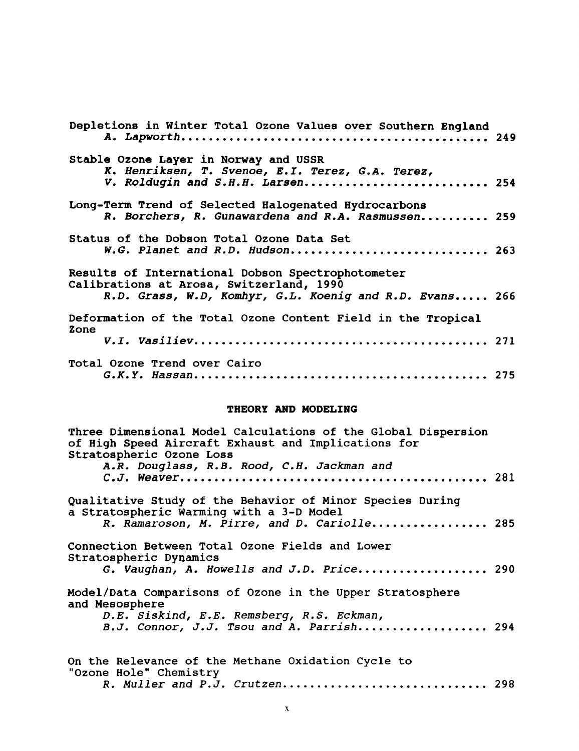Depletions in Winter Total Ozone Values over Southern England
*A. Lapworth* ............................................. 249

Stable Ozone Layer in Norway and USSR
*K. Henriksen, T. Svenoe, E.I. Terez, G.A. Terez, V. Roldugin and S.H.H. Larsen* .......................... 254

Long-Term Trend of Selected Halogenated Hydrocarbons
*R. Borchers, R. Gunawardena and R.A. Rasmussen* .......... 259

Status of the Dobson Total Ozone Data Set
*W.G. Planet and R.D. Hudson* ............................ 263

Results of International Dobson Spectrophotometer Calibrations at Arosa, Switzerland, 1990
*R.D. Grass, W.D, Komhyr, G.L. Koenig and R.D. Evans* ..... 266

Deformation of the Total Ozone Content Field in the Tropical Zone
*V.I. Vasiliev* ........................................... 271

Total Ozone Trend over Cairo
*G.K.Y. Hassan* .......................................... 275

## THEORY AND MODELING

Three Dimensional Model Calculations of the Global Dispersion of High Speed Aircraft Exhaust and Implications for Stratospheric Ozone Loss
*A.R. Douglass, R.B. Rood, C.H. Jackman and C.J. Weaver* ............................................ 281

Qualitative Study of the Behavior of Minor Species During a Stratospheric Warming with a 3-D Model
*R. Ramaroson, M. Pirre, and D. Cariolle* ................. 285

Connection Between Total Ozone Fields and Lower Stratospheric Dynamics
*G. Vaughan, A. Howells and J.D. Price* ................... 290

Model/Data Comparisons of Ozone in the Upper Stratosphere and Mesosphere
*D.E. Siskind, E.E. Remsberg, R.S. Eckman, B.J. Connor, J.J. Tsou and A. Parrish* ................. 294

On the Relevance of the Methane Oxidation Cycle to "Ozone Hole" Chemistry
*R. Muller and P.J. Crutzen* ............................. 298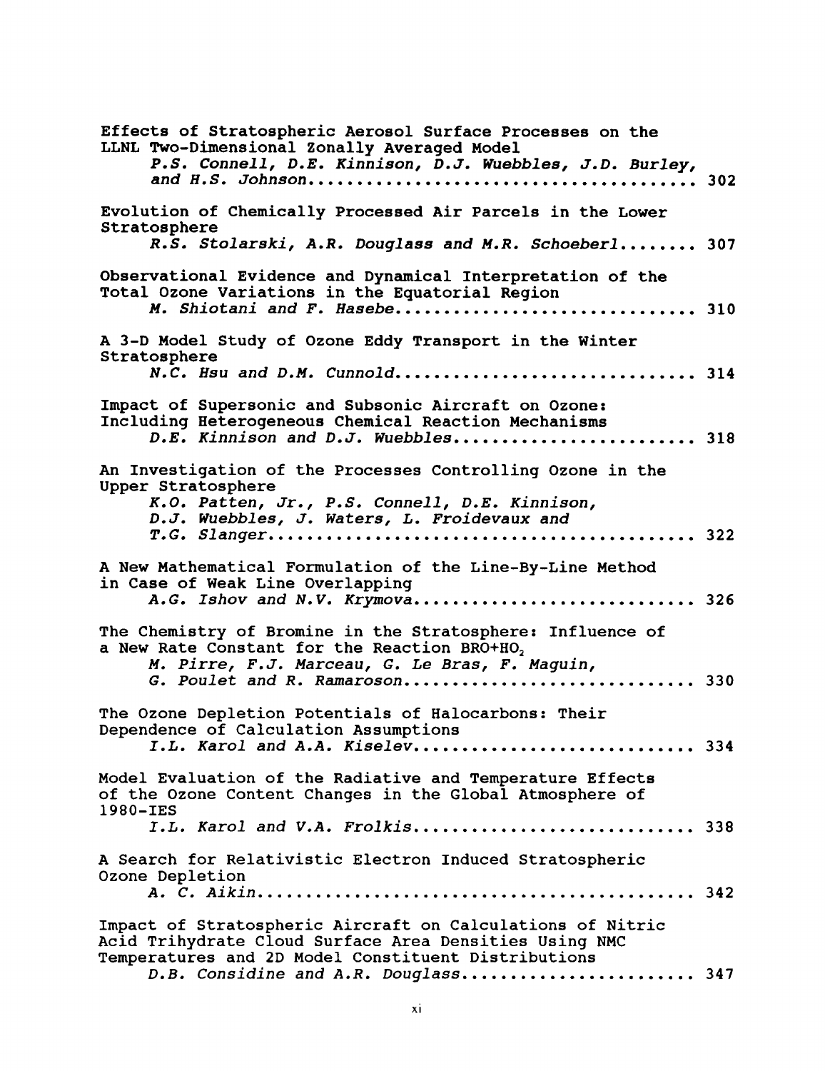Effects of Stratospheric Aerosol Surface Processes on the LLNL Two-Dimensional Zonally Averaged Model
*P.S. Connell, D.E. Kinnison, D.J. Wuebbles, J.D. Burley, and H.S. Johnson*........................................ 302

Evolution of Chemically Processed Air Parcels in the Lower Stratosphere
*R.S. Stolarski, A.R. Douglass and M.R. Schoeberl*........ 307

Observational Evidence and Dynamical Interpretation of the Total Ozone Variations in the Equatorial Region
*M. Shiotani and F. Hasebe*.............................. 310

A 3-D Model Study of Ozone Eddy Transport in the Winter Stratosphere
*N.C. Hsu and D.M. Cunnold*.............................. 314

Impact of Supersonic and Subsonic Aircraft on Ozone: Including Heterogeneous Chemical Reaction Mechanisms
*D.E. Kinnison and D.J. Wuebbles*........................ 318

An Investigation of the Processes Controlling Ozone in the Upper Stratosphere
*K.O. Patten, Jr., P.S. Connell, D.E. Kinnison, D.J. Wuebbles, J. Waters, L. Froidevaux and T.G. Slanger*........................................... 322

A New Mathematical Formulation of the Line-By-Line Method in Case of Weak Line Overlapping
*A.G. Ishov and N.V. Krymova*............................ 326

The Chemistry of Bromine in the Stratosphere: Influence of a New Rate Constant for the Reaction BRO+$HO_2$
*M. Pirre, F.J. Marceau, G. Le Bras, F. Maguin, G. Poulet and R. Ramaroson*............................ 330

The Ozone Depletion Potentials of Halocarbons: Their Dependence of Calculation Assumptions
*I.L. Karol and A.A. Kiselev*............................ 334

Model Evaluation of the Radiative and Temperature Effects of the Ozone Content Changes in the Global Atmosphere of 1980-IES
*I.L. Karol and V.A. Frolkis*............................ 338

A Search for Relativistic Electron Induced Stratospheric Ozone Depletion
*A. C. Aikin*............................................ 342

Impact of Stratospheric Aircraft on Calculations of Nitric Acid Trihydrate Cloud Surface Area Densities Using NMC Temperatures and 2D Model Constituent Distributions
*D.B. Considine and A.R. Douglass*....................... 347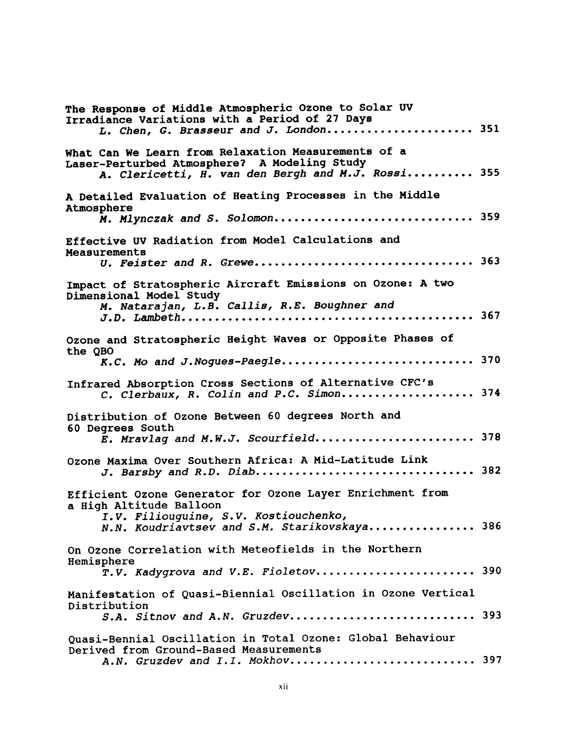The Response of Middle Atmospheric Ozone to Solar UV Irradiance Variations with a Period of 27 Days
*L. Chen, G. Brasseur and J. London*...................... 351

What Can We Learn from Relaxation Measurements of a Laser-Perturbed Atmosphere? A Modeling Study
*A. Clericetti, H. van den Bergh and M.J. Rossi*.......... 355

A Detailed Evaluation of Heating Processes in the Middle Atmosphere
*M. Mlynczak and S. Solomon*.............................. 359

Effective UV Radiation from Model Calculations and Measurements
*U. Feister and R. Grewe*................................. 363

Impact of Stratospheric Aircraft Emissions on Ozone: A two Dimensional Model Study
*M. Natarajan, L.B. Callis, R.E. Boughner and J.D. Lambeth*............................................ 367

Ozone and Stratospheric Height Waves or Opposite Phases of the QBO
*K.C. Mo and J.Nogues-Paegle*............................. 370

Infrared Absorption Cross Sections of Alternative CFC's
*C. Clerbaux, R. Colin and P.C. Simon*.................... 374

Distribution of Ozone Between 60 degrees North and 60 Degrees South
*E. Mravlag and M.W.J. Scourfield*........................ 378

Ozone Maxima Over Southern Africa: A Mid-Latitude Link
*J. Barsby and R.D. Diab*................................. 382

Efficient Ozone Generator for Ozone Layer Enrichment from a High Altitude Balloon
*I.V. Filiouguine, S.V. Kostiouchenko, N.N. Koudriavtsev and S.M. Starikovskaya*................ 386

On Ozone Correlation with Meteofields in the Northern Hemisphere
*T.V. Kadygrova and V.E. Fioletov*........................ 390

Manifestation of Quasi-Biennial Oscillation in Ozone Vertical Distribution
*S.A. Sitnov and A.N. Gruzdev*............................ 393

Quasi-Bennial Oscillation in Total Ozone: Global Behaviour Derived from Ground-Based Measurements
*A.N. Gruzdev and I.I. Mokhov*............................ 397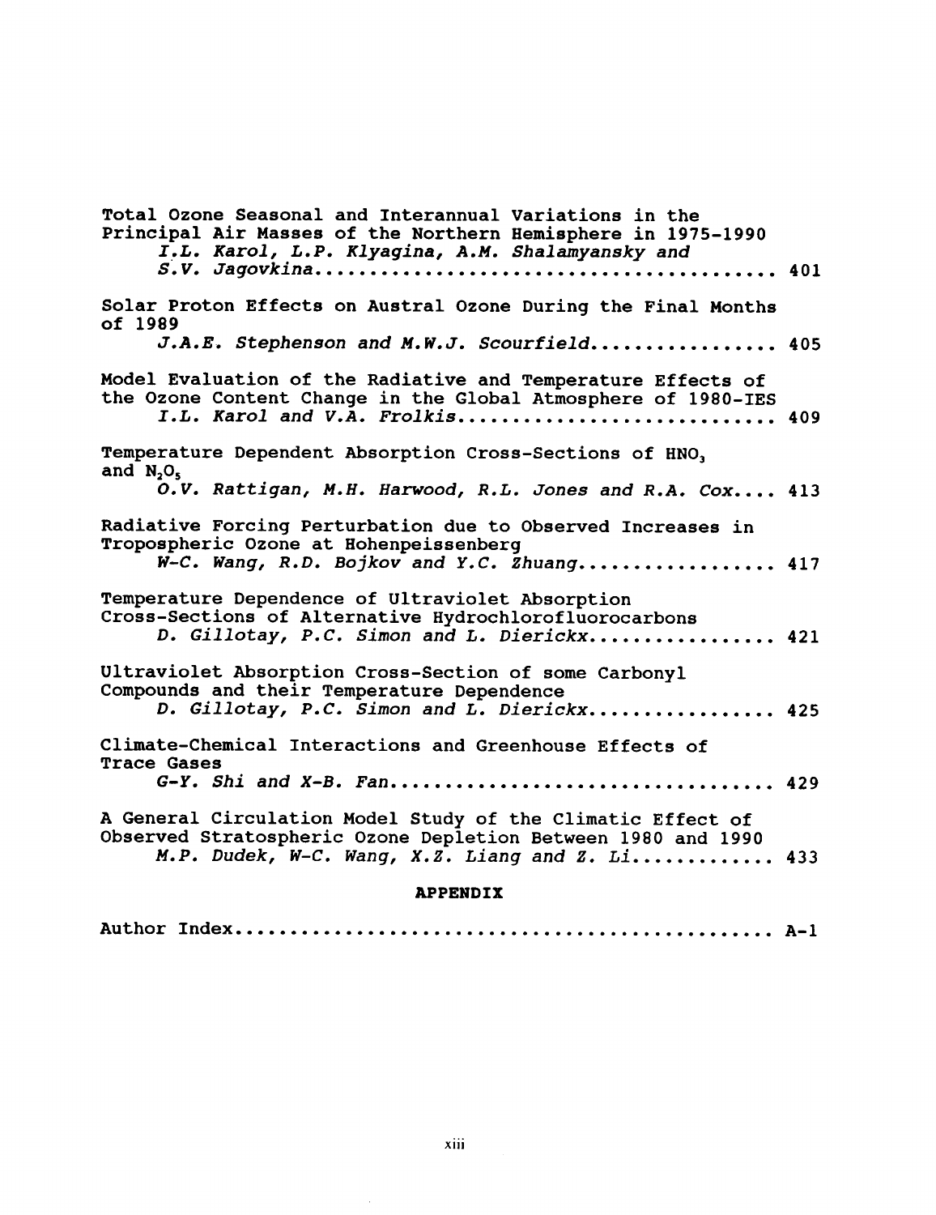Total Ozone Seasonal and Interannual Variations in the Principal Air Masses of the Northern Hemisphere in 1975-1990
*I.L. Karol, L.P. Klyagina, A.M. Shalamyansky and S.V. Jagovkina*........................................ 401

Solar Proton Effects on Austral Ozone During the Final Months of 1989
*J.A.E. Stephenson and M.W.J. Scourfield*................. 405

Model Evaluation of the Radiative and Temperature Effects of the Ozone Content Change in the Global Atmosphere of 1980-IES
*I.L. Karol and V.A. Frolkis*............................. 409

Temperature Dependent Absorption Cross-Sections of $HNO_3$ and $N_2O_5$
*O.V. Rattigan, M.H. Harwood, R.L. Jones and R.A. Cox*.... 413

Radiative Forcing Perturbation due to Observed Increases in Tropospheric Ozone at Hohenpeissenberg
*W-C. Wang, R.D. Bojkov and Y.C. Zhuang*.................. 417

Temperature Dependence of Ultraviolet Absorption Cross-Sections of Alternative Hydrochlorofluorocarbons
*D. Gillotay, P.C. Simon and L. Dierickx*................. 421

Ultraviolet Absorption Cross-Section of some Carbonyl Compounds and their Temperature Dependence
*D. Gillotay, P.C. Simon and L. Dierickx*................. 425

Climate-Chemical Interactions and Greenhouse Effects of Trace Gases
*G-Y. Shi and X-B. Fan*.................................. 429

A General Circulation Model Study of the Climatic Effect of Observed Stratospheric Ozone Depletion Between 1980 and 1990
*M.P. Dudek, W-C. Wang, X.Z. Liang and Z. Li*............. 433

**APPENDIX**

Author Index.................................................. A-1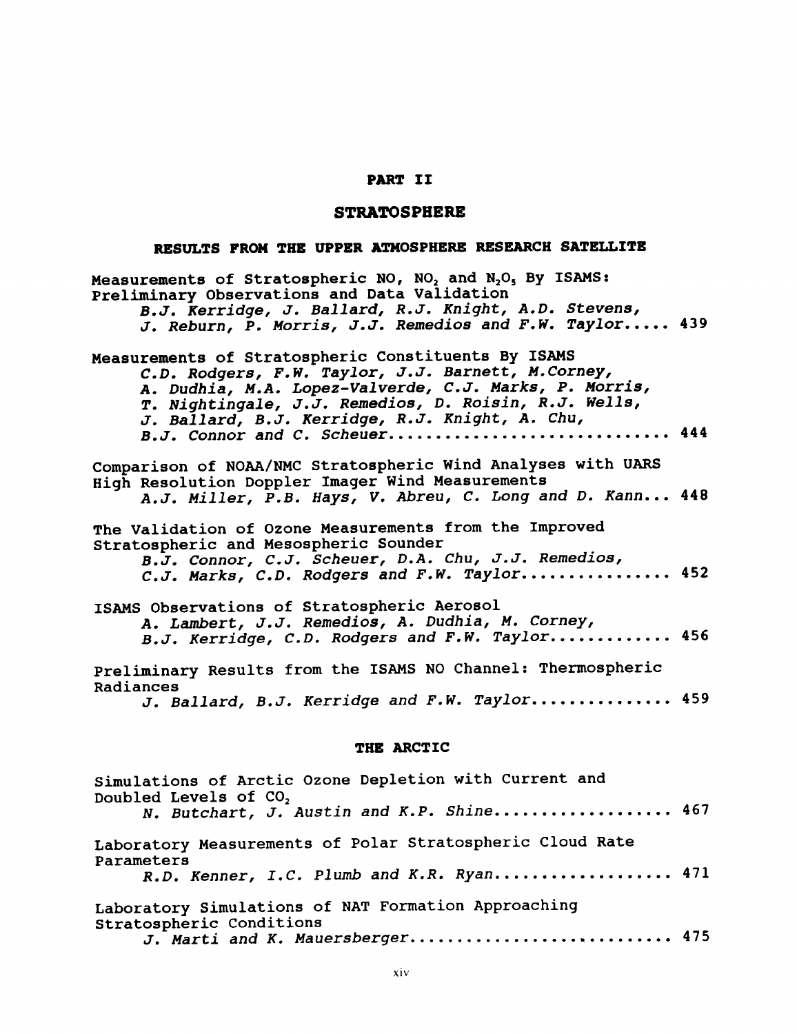# PART II

## STRATOSPHERE

### RESULTS FROM THE UPPER ATMOSPHERE RESEARCH SATELLITE

Measurements of Stratospheric NO, $NO_2$ and $N_2O_5$ By ISAMS: Preliminary Observations and Data Validation
*B.J. Kerridge, J. Ballard, R.J. Knight, A.D. Stevens, J. Reburn, P. Morris, J.J. Remedios and F.W. Taylor*..... 439

Measurements of Stratospheric Constituents By ISAMS
*C.D. Rodgers, F.W. Taylor, J.J. Barnett, M.Corney, A. Dudhia, M.A. Lopez-Valverde, C.J. Marks, P. Morris, T. Nightingale, J.J. Remedios, D. Roisin, R.J. Wells, J. Ballard, B.J. Kerridge, R.J. Knight, A. Chu, B.J. Connor and C. Scheuer*............................. 444

Comparison of NOAA/NMC Stratospheric Wind Analyses with UARS High Resolution Doppler Imager Wind Measurements
*A.J. Miller, P.B. Hays, V. Abreu, C. Long and D. Kann*... 448

The Validation of Ozone Measurements from the Improved Stratospheric and Mesospheric Sounder
*B.J. Connor, C.J. Scheuer, D.A. Chu, J.J. Remedios, C.J. Marks, C.D. Rodgers and F.W. Taylor*................ 452

ISAMS Observations of Stratospheric Aerosol
*A. Lambert, J.J. Remedios, A. Dudhia, M. Corney, B.J. Kerridge, C.D. Rodgers and F.W. Taylor*............. 456

Preliminary Results from the ISAMS NO Channel: Thermospheric Radiances
*J. Ballard, B.J. Kerridge and F.W. Taylor*............... 459

### THE ARCTIC

Simulations of Arctic Ozone Depletion with Current and Doubled Levels of $CO_2$
*N. Butchart, J. Austin and K.P. Shine*................... 467

Laboratory Measurements of Polar Stratospheric Cloud Rate Parameters
*R.D. Kenner, I.C. Plumb and K.R. Ryan*................... 471

Laboratory Simulations of NAT Formation Approaching Stratospheric Conditions
*J. Marti and K. Mauersberger*............................ 475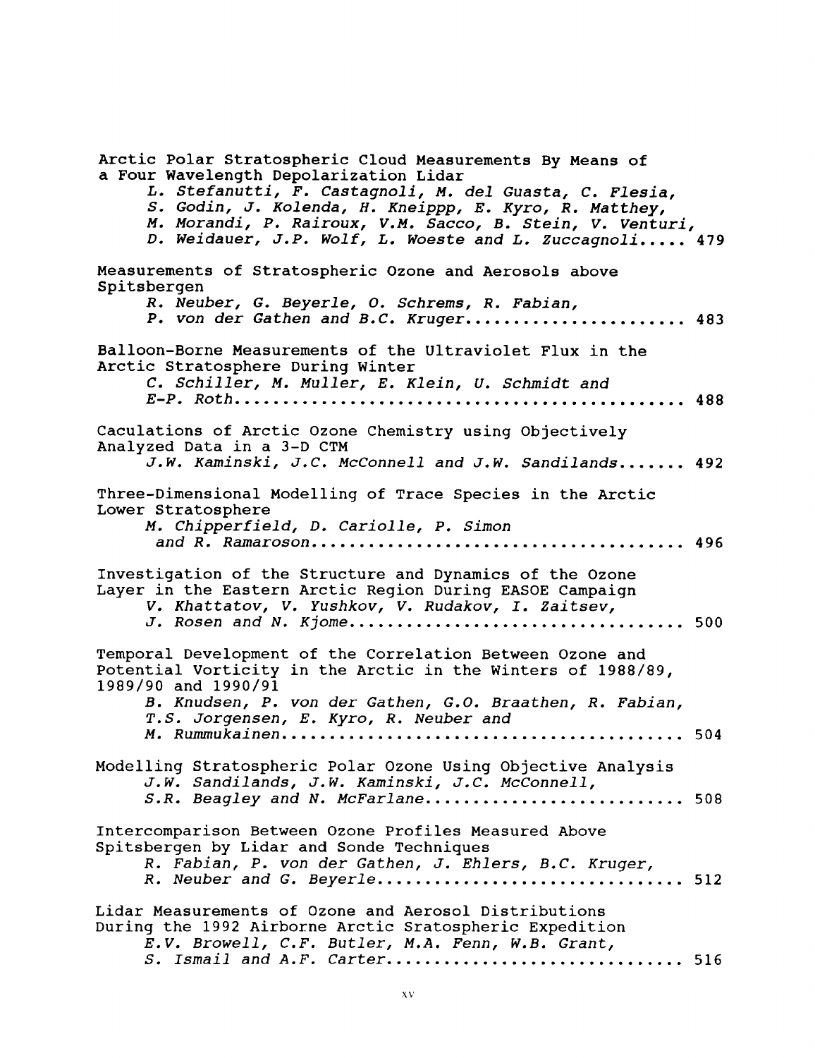Arctic Polar Stratospheric Cloud Measurements By Means of a Four Wavelength Depolarization Lidar
*L. Stefanutti, F. Castagnoli, M. del Guasta, C. Flesia, S. Godin, J. Kolenda, H. Kneippp, E. Kyro, R. Matthey, M. Morandi, P. Rairoux, V.M. Sacco, B. Stein, V. Venturi, D. Weidauer, J.P. Wolf, L. Woeste and L. Zuccagnoli*..... 479

Measurements of Stratospheric Ozone and Aerosols above Spitsbergen
*R. Neuber, G. Beyerle, O. Schrems, R. Fabian, P. von der Gathen and B.C. Kruger*...................... 483

Balloon-Borne Measurements of the Ultraviolet Flux in the Arctic Stratosphere During Winter
*C. Schiller, M. Muller, E. Klein, U. Schmidt and E-P. Roth*............................................... 488

Caculations of Arctic Ozone Chemistry using Objectively Analyzed Data in a 3-D CTM
*J.W. Kaminski, J.C. McConnell and J.W. Sandilands*....... 492

Three-Dimensional Modelling of Trace Species in the Arctic Lower Stratosphere
*M. Chipperfield, D. Cariolle, P. Simon and R. Ramaroson*....................................... 496

Investigation of the Structure and Dynamics of the Ozone Layer in the Eastern Arctic Region During EASOE Campaign
*V. Khattatov, V. Yushkov, V. Rudakov, I. Zaitsev, J. Rosen and N. Kjome*.................................. 500

Temporal Development of the Correlation Between Ozone and Potential Vorticity in the Arctic in the Winters of 1988/89, 1989/90 and 1990/91
*B. Knudsen, P. von der Gathen, G.O. Braathen, R. Fabian, T.S. Jorgensen, E. Kyro, R. Neuber and M. Rummukainen*.......................................... 504

Modelling Stratospheric Polar Ozone Using Objective Analysis
*J.W. Sandilands, J.W. Kaminski, J.C. McConnell, S.R. Beagley and N. McFarlane*.......................... 508

Intercomparison Between Ozone Profiles Measured Above Spitsbergen by Lidar and Sonde Techniques
*R. Fabian, P. von der Gathen, J. Ehlers, B.C. Kruger, R. Neuber and G. Beyerle*............................... 512

Lidar Measurements of Ozone and Aerosol Distributions During the 1992 Airborne Arctic Sratospheric Expedition
*E.V. Browell, C.F. Butler, M.A. Fenn, W.B. Grant, S. Ismail and A.F. Carter*............................. 516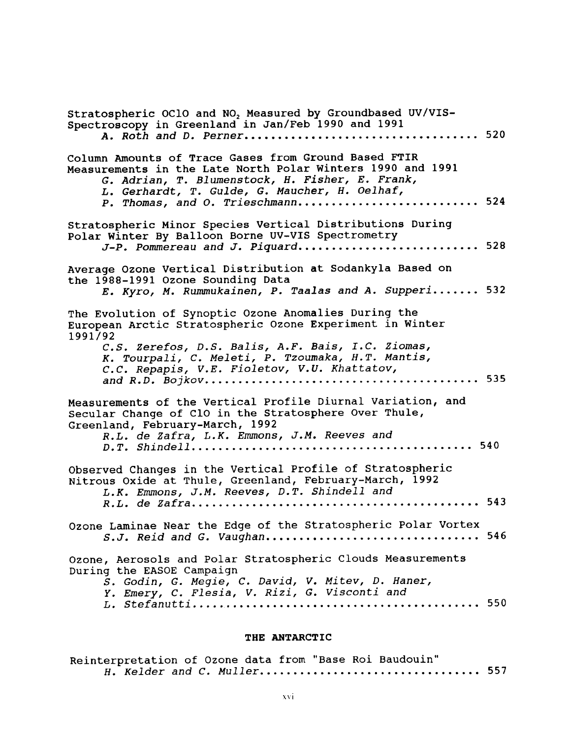Stratospheric OClO and $NO_2$ Measured by Groundbased UV/VIS-Spectroscopy in Greenland in Jan/Feb 1990 and 1991
*A. Roth and D. Perner* .................................. 520

Column Amounts of Trace Gases from Ground Based FTIR Measurements in the Late North Polar Winters 1990 and 1991
*G. Adrian, T. Blumenstock, H. Fisher, E. Frank, L. Gerhardt, T. Gulde, G. Maucher, H. Oelhaf, P. Thomas, and O. Trieschmann* .......................... 524

Stratospheric Minor Species Vertical Distributions During Polar Winter By Balloon Borne UV-VIS Spectrometry
*J-P. Pommereau and J. Piquard* .......................... 528

Average Ozone Vertical Distribution at Sodankyla Based on the 1988-1991 Ozone Sounding Data
*E. Kyro, M. Rummukainen, P. Taalas and A. Supperi* ....... 532

The Evolution of Synoptic Ozone Anomalies During the European Arctic Stratospheric Ozone Experiment in Winter 1991/92
*C.S. Zerefos, D.S. Balis, A.F. Bais, I.C. Ziomas, K. Tourpali, C. Meleti, P. Tzoumaka, H.T. Mantis, C.C. Repapis, V.E. Fioletov, V.U. Khattatov, and R.D. Bojkov* ........................................ 535

Measurements of the Vertical Profile Diurnal Variation, and Secular Change of ClO in the Stratosphere Over Thule, Greenland, February-March, 1992
*R.L. de Zafra, L.K. Emmons, J.M. Reeves and D.T. Shindell* ......................................... 540

Observed Changes in the Vertical Profile of Stratospheric Nitrous Oxide at Thule, Greenland, February-March, 1992
*L.K. Emmons, J.M. Reeves, D.T. Shindell and R.L. de Zafra* .......................................... 543

Ozone Laminae Near the Edge of the Stratospheric Polar Vortex
*S.J. Reid and G. Vaughan* ............................... 546

Ozone, Aerosols and Polar Stratospheric Clouds Measurements During the EASOE Campaign
*S. Godin, G. Megie, C. David, V. Mitev, D. Haner, Y. Emery, C. Flesia, V. Rizi, G. Visconti and L. Stefanutti* ........................................... 550

## THE ANTARCTIC

Reinterpretation of Ozone data from "Base Roi Baudouin"
*H. Kelder and C. Muller* ................................ 557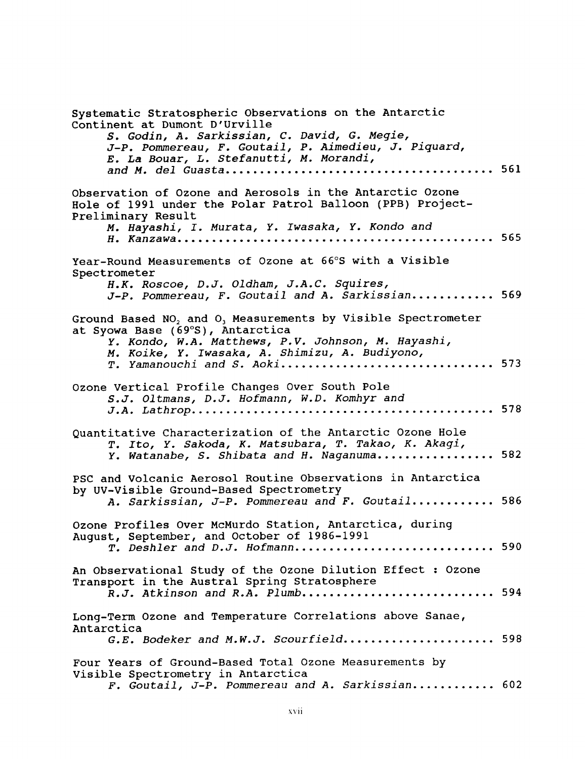Systematic Stratospheric Observations on the Antarctic Continent at Dumont D'Urville
*S. Godin, A. Sarkissian, C. David, G. Megie, J-P. Pommereau, F. Goutail, P. Aimedieu, J. Piquard, E. La Bouar, L. Stefanutti, M. Morandi, and M. del Guasta*........................................ 561

Observation of Ozone and Aerosols in the Antarctic Ozone Hole of 1991 under the Polar Patrol Balloon (PPB) Project-Preliminary Result
*M. Hayashi, I. Murata, Y. Iwasaka, Y. Kondo and H. Kanzawa*................................................ 565

Year-Round Measurements of Ozone at 66°S with a Visible Spectrometer
*H.K. Roscoe, D.J. Oldham, J.A.C. Squires, J-P. Pommereau, F. Goutail and A. Sarkissian*............ 569

Ground Based $NO_2$ and $O_3$ Measurements by Visible Spectrometer at Syowa Base (69°S), Antarctica
*Y. Kondo, W.A. Matthews, P.V. Johnson, M. Hayashi, M. Koike, Y. Iwasaka, A. Shimizu, A. Budiyono, T. Yamanouchi and S. Aoki*............................... 573

Ozone Vertical Profile Changes Over South Pole
*S.J. Oltmans, D.J. Hofmann, W.D. Komhyr and J.A. Lathrop*............................................ 578

Quantitative Characterization of the Antarctic Ozone Hole
*T. Ito, Y. Sakoda, K. Matsubara, T. Takao, K. Akagi, Y. Watanabe, S. Shibata and H. Naganuma*................. 582

PSC and Volcanic Aerosol Routine Observations in Antarctica by UV-Visible Ground-Based Spectrometry
*A. Sarkissian, J-P. Pommereau and F. Goutail*............ 586

Ozone Profiles Over McMurdo Station, Antarctica, during August, September, and October of 1986-1991
*T. Deshler and D.J. Hofmann*............................ 590

An Observational Study of the Ozone Dilution Effect : Ozone Transport in the Austral Spring Stratosphere
*R.J. Atkinson and R.A. Plumb*........................... 594

Long-Term Ozone and Temperature Correlations above Sanae, Antarctica
*G.E. Bodeker and M.W.J. Scourfield*..................... 598

Four Years of Ground-Based Total Ozone Measurements by Visible Spectrometry in Antarctica
*F. Goutail, J-P. Pommereau and A. Sarkissian*............ 602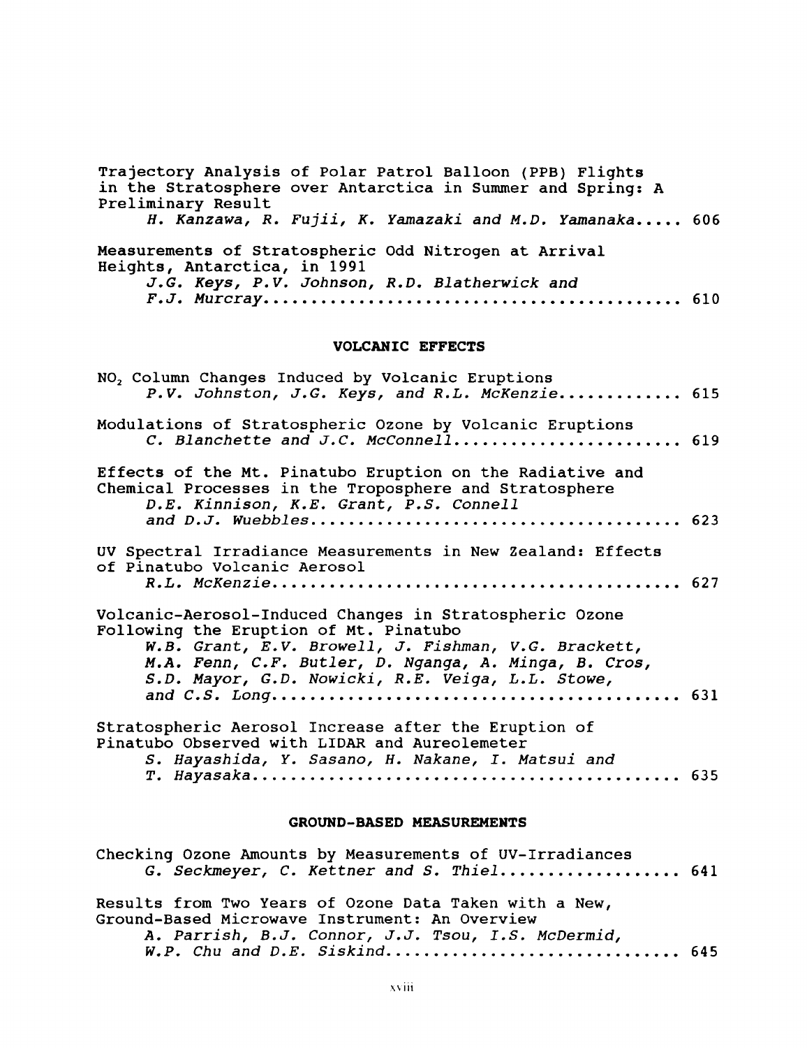Trajectory Analysis of Polar Patrol Balloon (PPB) Flights in the Stratosphere over Antarctica in Summer and Spring: A Preliminary Result
*H. Kanzawa, R. Fujii, K. Yamazaki and M.D. Yamanaka*..... 606

Measurements of Stratospheric Odd Nitrogen at Arrival Heights, Antarctica, in 1991
*J.G. Keys, P.V. Johnson, R.D. Blatherwick and F.J. Murcray*........................................ 610

## VOLCANIC EFFECTS

$NO_2$ Column Changes Induced by Volcanic Eruptions
*P.V. Johnston, J.G. Keys, and R.L. McKenzie*............. 615

Modulations of Stratospheric Ozone by Volcanic Eruptions
*C. Blanchette and J.C. McConnell*....................... 619

Effects of the Mt. Pinatubo Eruption on the Radiative and Chemical Processes in the Troposphere and Stratosphere
*D.E. Kinnison, K.E. Grant, P.S. Connell and D.J. Wuebbles*..................................... 623

UV Spectral Irradiance Measurements in New Zealand: Effects of Pinatubo Volcanic Aerosol
*R.L. McKenzie*.......................................... 627

Volcanic-Aerosol-Induced Changes in Stratospheric Ozone Following the Eruption of Mt. Pinatubo
*W.B. Grant, E.V. Browell, J. Fishman, V.G. Brackett, M.A. Fenn, C.F. Butler, D. Nganga, A. Minga, B. Cros, S.D. Mayor, G.D. Nowicki, R.E. Veiga, L.L. Stowe, and C.S. Long*.......................................... 631

Stratospheric Aerosol Increase after the Eruption of Pinatubo Observed with LIDAR and Aureolemeter
*S. Hayashida, Y. Sasano, H. Nakane, I. Matsui and T. Hayasaka*............................................ 635

## GROUND-BASED MEASUREMENTS

Checking Ozone Amounts by Measurements of UV-Irradiances
*G. Seckmeyer, C. Kettner and S. Thiel*.................. 641

Results from Two Years of Ozone Data Taken with a New, Ground-Based Microwave Instrument: An Overview
*A. Parrish, B.J. Connor, J.J. Tsou, I.S. McDermid, W.P. Chu and D.E. Siskind*.............................. 645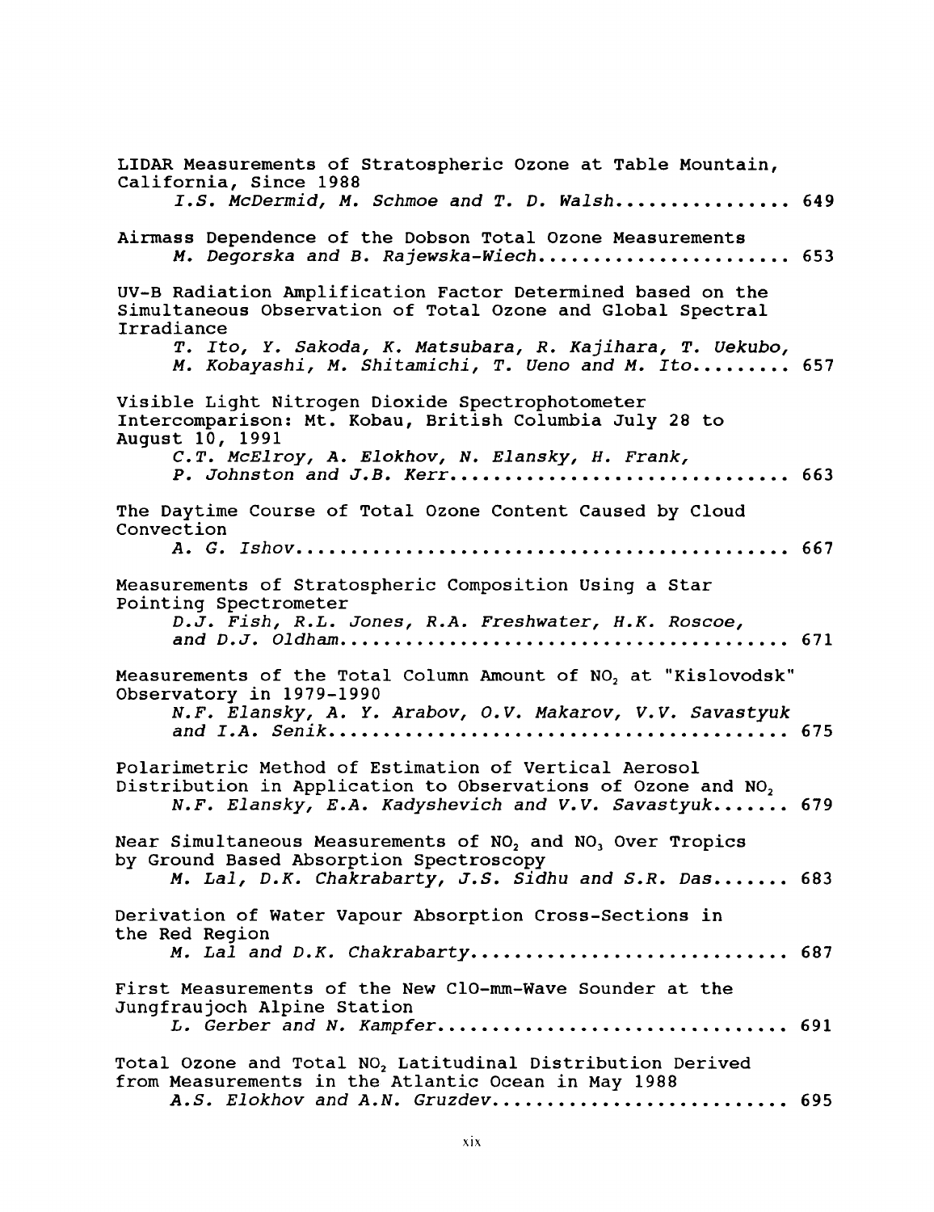LIDAR Measurements of Stratospheric Ozone at Table Mountain, California, Since 1988
*I.S. McDermid, M. Schmoe and T. D. Walsh* ................ 649

Airmass Dependence of the Dobson Total Ozone Measurements
*M. Degorska and B. Rajewska-Wiech* ...................... 653

UV-B Radiation Amplification Factor Determined based on the Simultaneous Observation of Total Ozone and Global Spectral Irradiance
*T. Ito, Y. Sakoda, K. Matsubara, R. Kajihara, T. Uekubo, M. Kobayashi, M. Shitamichi, T. Ueno and M. Ito* ......... 657

Visible Light Nitrogen Dioxide Spectrophotometer Intercomparison: Mt. Kobau, British Columbia July 28 to August 10, 1991
*C.T. McElroy, A. Elokhov, N. Elansky, H. Frank, P. Johnston and J.B. Kerr* ................................ 663

The Daytime Course of Total Ozone Content Caused by Cloud Convection
*A. G. Ishov* ............................................. 667

Measurements of Stratospheric Composition Using a Star Pointing Spectrometer
*D.J. Fish, R.L. Jones, R.A. Freshwater, H.K. Roscoe, and D.J. Oldham* ........................................ 671

Measurements of the Total Column Amount of $NO_2$ at "Kislovodsk" Observatory in 1979-1990
*N.F. Elansky, A. Y. Arabov, O.V. Makarov, V.V. Savastyuk and I.A. Senik* .......................................... 675

Polarimetric Method of Estimation of Vertical Aerosol Distribution in Application to Observations of Ozone and $NO_2$
*N.F. Elansky, E.A. Kadyshevich and V.V. Savastyuk* ....... 679

Near Simultaneous Measurements of $NO_2$ and $NO_3$ Over Tropics by Ground Based Absorption Spectroscopy
*M. Lal, D.K. Chakrabarty, J.S. Sidhu and S.R. Das* ....... 683

Derivation of Water Vapour Absorption Cross-Sections in the Red Region
*M. Lal and D.K. Chakrabarty* ............................ 687

First Measurements of the New ClO-mm-Wave Sounder at the Jungfraujoch Alpine Station
*L. Gerber and N. Kampfer* ............................... 691

Total Ozone and Total $NO_2$ Latitudinal Distribution Derived from Measurements in the Atlantic Ocean in May 1988
*A.S. Elokhov and A.N. Gruzdev* .......................... 695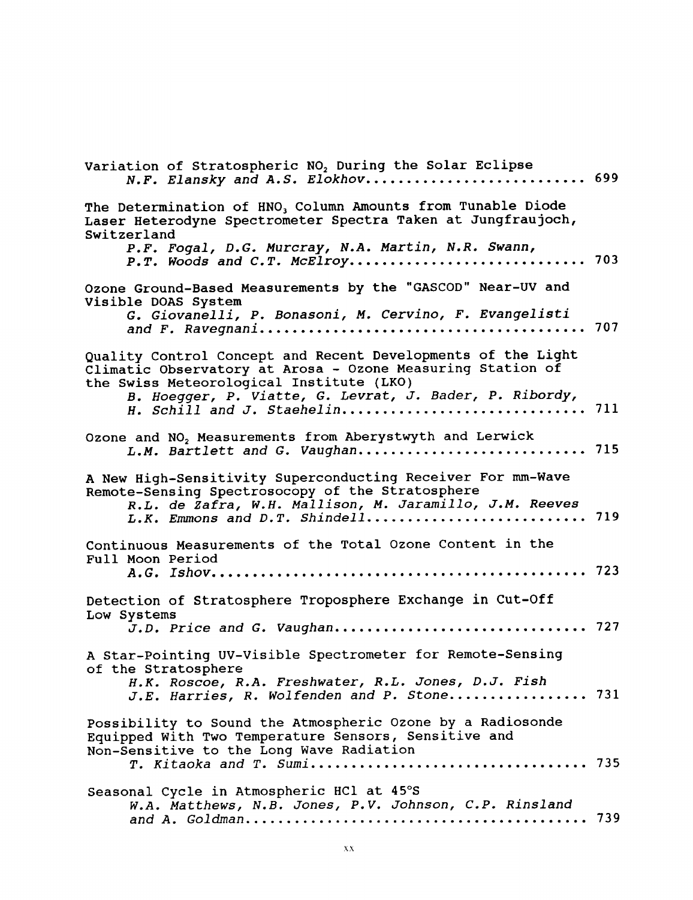Variation of Stratospheric $NO_2$ During the Solar Eclipse
*N.F. Elansky and A.S. Elokhov* .......................... 699

The Determination of $HNO_3$ Column Amounts from Tunable Diode Laser Heterodyne Spectrometer Spectra Taken at Jungfraujoch, Switzerland
*P.F. Fogal, D.G. Murcray, N.A. Martin, N.R. Swann, P.T. Woods and C.T. McElroy* ............................ 703

Ozone Ground-Based Measurements by the "GASCOD" Near-UV and Visible DOAS System
*G. Giovanelli, P. Bonasoni, M. Cervino, F. Evangelisti and F. Ravegnani* ....................................... 707

Quality Control Concept and Recent Developments of the Light Climatic Observatory at Arosa - Ozone Measuring Station of the Swiss Meteorological Institute (LKO)
*B. Hoegger, P. Viatte, G. Levrat, J. Bader, P. Ribordy, H. Schill and J. Staehelin* ............................ 711

Ozone and $NO_2$ Measurements from Aberystwyth and Lerwick
*L.M. Bartlett and G. Vaughan* ........................... 715

A New High-Sensitivity Superconducting Receiver For mm-Wave Remote-Sensing Spectrosocopy of the Stratosphere
*R.L. de Zafra, W.H. Mallison, M. Jaramillo, J.M. Reeves L.K. Emmons and D.T. Shindell* .......................... 719

Continuous Measurements of the Total Ozone Content in the Full Moon Period
*A.G. Ishov* ............................................. 723

Detection of Stratosphere Troposphere Exchange in Cut-Off Low Systems
*J.D. Price and G. Vaughan* .............................. 727

A Star-Pointing UV-Visible Spectrometer for Remote-Sensing of the Stratosphere
*H.K. Roscoe, R.A. Freshwater, R.L. Jones, D.J. Fish J.E. Harries, R. Wolfenden and P. Stone* ................. 731

Possibility to Sound the Atmospheric Ozone by a Radiosonde Equipped With Two Temperature Sensors, Sensitive and Non-Sensitive to the Long Wave Radiation
*T. Kitaoka and T. Sumi* ................................. 735

Seasonal Cycle in Atmospheric HCl at 45°S
*W.A. Matthews, N.B. Jones, P.V. Johnson, C.P. Rinsland and A. Goldman* ......................................... 739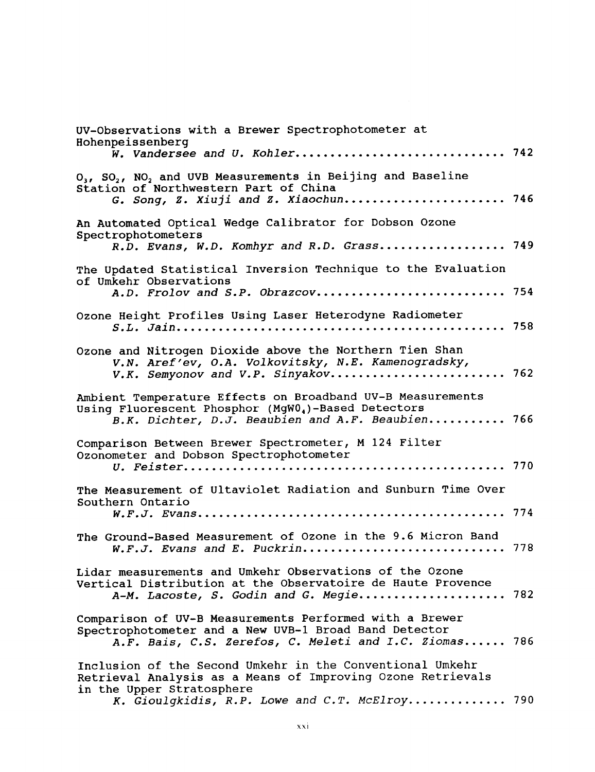UV-Observations with a Brewer Spectrophotometer at Hohenpeissenberg
*W. Vandersee and U. Kohler* ............................. 742

$O_3$, $SO_2$, $NO_2$ and UVB Measurements in Beijing and Baseline Station of Northwestern Part of China
*G. Song, Z. Xiuji and Z. Xiaochun* ....................... 746

An Automated Optical Wedge Calibrator for Dobson Ozone Spectrophotometers
*R.D. Evans, W.D. Komhyr and R.D. Grass* .................. 749

The Updated Statistical Inversion Technique to the Evaluation of Umkehr Observations
*A.D. Frolov and S.P. Obrazcov* ........................... 754

Ozone Height Profiles Using Laser Heterodyne Radiometer
*S.L. Jain* ............................................... 758

Ozone and Nitrogen Dioxide above the Northern Tien Shan
*V.N. Aref'ev, O.A. Volkovitsky, N.E. Kamenogradsky, V.K. Semyonov and V.P. Sinyakov* ......................... 762

Ambient Temperature Effects on Broadband UV-B Measurements Using Fluorescent Phosphor ($MgWO_4$)-Based Detectors
*B.K. Dichter, D.J. Beaubien and A.F. Beaubien* ........... 766

Comparison Between Brewer Spectrometer, M 124 Filter Ozonometer and Dobson Spectrophotometer
*U. Feister* .............................................. 770

The Measurement of Ultaviolet Radiation and Sunburn Time Over Southern Ontario
*W.F.J. Evans* ............................................ 774

The Ground-Based Measurement of Ozone in the 9.6 Micron Band
*W.F.J. Evans and E. Puckrin* ............................. 778

Lidar measurements and Umkehr Observations of the Ozone Vertical Distribution at the Observatoire de Haute Provence
*A-M. Lacoste, S. Godin and G. Megie* ..................... 782

Comparison of UV-B Measurements Performed with a Brewer Spectrophotometer and a New UVB-1 Broad Band Detector
*A.F. Bais, C.S. Zerefos, C. Meleti and I.C. Ziomas* ...... 786

Inclusion of the Second Umkehr in the Conventional Umkehr Retrieval Analysis as a Means of Improving Ozone Retrievals in the Upper Stratosphere
*K. Gioulgkidis, R.P. Lowe and C.T. McElroy* .............. 790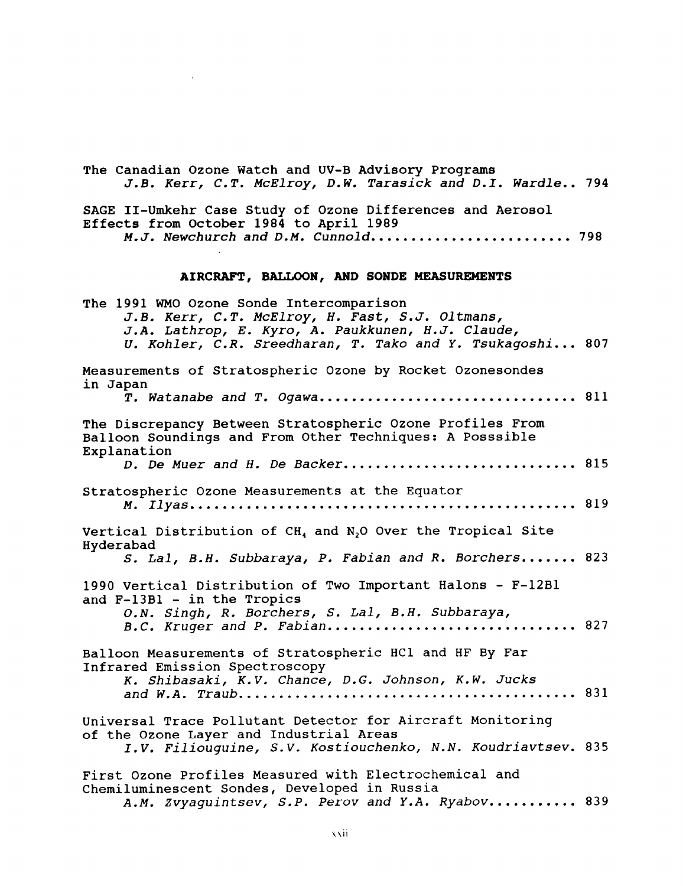The Canadian Ozone Watch and UV-B Advisory Programs
*J.B. Kerr, C.T. McElroy, D.W. Tarasick and D.I. Wardle*.. 794

SAGE II-Umkehr Case Study of Ozone Differences and Aerosol Effects from October 1984 to April 1989
*M.J. Newchurch and D.M. Cunnold*........................ 798

## AIRCRAFT, BALLOON, AND SONDE MEASUREMENTS

The 1991 WMO Ozone Sonde Intercomparison
*J.B. Kerr, C.T. McElroy, H. Fast, S.J. Oltmans, J.A. Lathrop, E. Kyro, A. Paukkunen, H.J. Claude, U. Kohler, C.R. Sreedharan, T. Tako and Y. Tsukagoshi*... 807

Measurements of Stratospheric Ozone by Rocket Ozonesondes in Japan
*T. Watanabe and T. Ogawa*................................ 811

The Discrepancy Between Stratospheric Ozone Profiles From Balloon Soundings and From Other Techniques: A Posssible Explanation
*D. De Muer and H. De Backer*............................. 815

Stratospheric Ozone Measurements at the Equator
*M. Ilyas*................................................ 819

Vertical Distribution of $CH_4$ and $N_2O$ Over the Tropical Site Hyderabad
*S. Lal, B.H. Subbaraya, P. Fabian and R. Borchers*....... 823

1990 Vertical Distribution of Two Important Halons - F-12B1 and F-13B1 - in the Tropics
*O.N. Singh, R. Borchers, S. Lal, B.H. Subbaraya, B.C. Kruger and P. Fabian*.............................. 827

Balloon Measurements of Stratospheric HCl and HF By Far Infrared Emission Spectroscopy
*K. Shibasaki, K.V. Chance, D.G. Johnson, K.W. Jucks and W.A. Traub*.......................................... 831

Universal Trace Pollutant Detector for Aircraft Monitoring of the Ozone Layer and Industrial Areas
*I.V. Filiouguine, S.V. Kostiouchenko, N.N. Koudriavtsev*. 835

First Ozone Profiles Measured with Electrochemical and Chemiluminescent Sondes, Developed in Russia
*A.M. Zvyaguintsev, S.P. Perov and Y.A. Ryabov*........... 839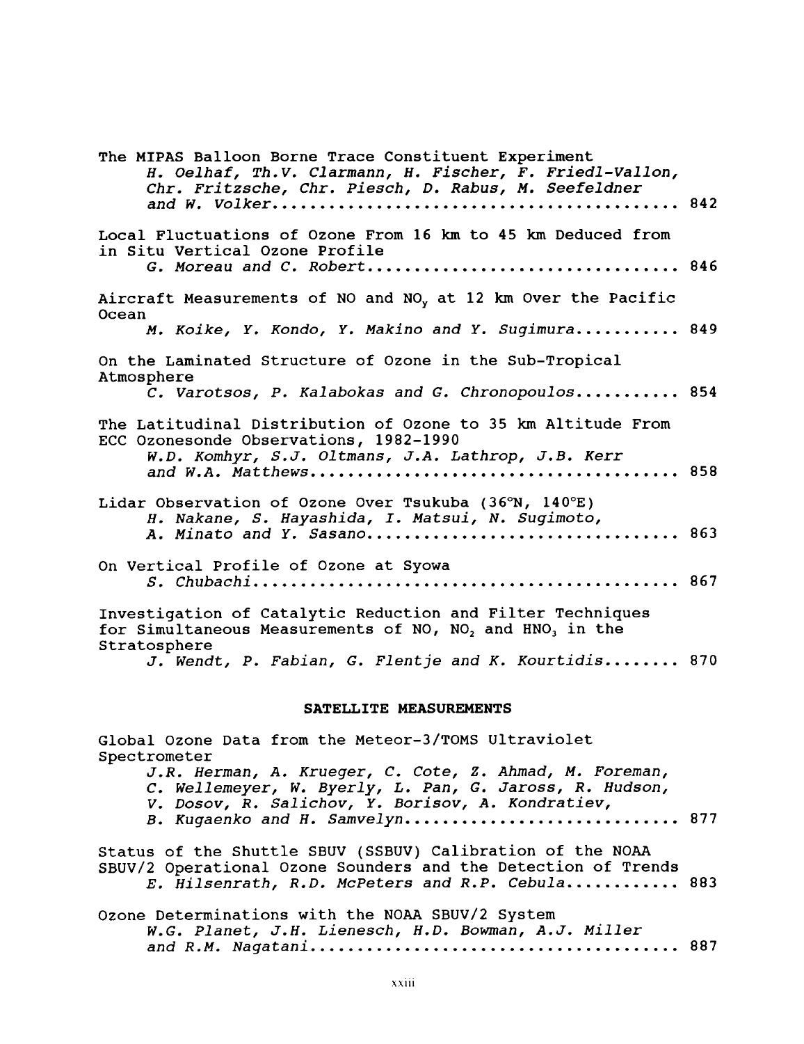The MIPAS Balloon Borne Trace Constituent Experiment
*H. Oelhaf, Th.V. Clarmann, H. Fischer, F. Friedl-Vallon, Chr. Fritzsche, Chr. Piesch, D. Rabus, M. Seefeldner and W. Volker* ........................................ 842

Local Fluctuations of Ozone From 16 km to 45 km Deduced from in Situ Vertical Ozone Profile
*G. Moreau and C. Robert* ................................ 846

Aircraft Measurements of NO and $NO_y$ at 12 km Over the Pacific Ocean
*M. Koike, Y. Kondo, Y. Makino and Y. Sugimura* ........... 849

On the Laminated Structure of Ozone in the Sub-Tropical Atmosphere
*C. Varotsos, P. Kalabokas and G. Chronopoulos* ........... 854

The Latitudinal Distribution of Ozone to 35 km Altitude From ECC Ozonesonde Observations, 1982-1990
*W.D. Komhyr, S.J. Oltmans, J.A. Lathrop, J.B. Kerr and W.A. Matthews* ....................................... 858

Lidar Observation of Ozone Over Tsukuba (36°N, 140°E)
*H. Nakane, S. Hayashida, I. Matsui, N. Sugimoto, A. Minato and Y. Sasano* ................................ 863

On Vertical Profile of Ozone at Syowa
*S. Chubachi* ............................................. 867

Investigation of Catalytic Reduction and Filter Techniques for Simultaneous Measurements of NO, $NO_2$ and $HNO_3$ in the Stratosphere
*J. Wendt, P. Fabian, G. Flentje and K. Kourtidis* ........ 870

## SATELLITE MEASUREMENTS

Global Ozone Data from the Meteor-3/TOMS Ultraviolet Spectrometer
*J.R. Herman, A. Krueger, C. Cote, Z. Ahmad, M. Foreman, C. Wellemeyer, W. Byerly, L. Pan, G. Jaross, R. Hudson, V. Dosov, R. Salichov, Y. Borisov, A. Kondratiev, B. Kugaenko and H. Samvelyn* ............................ 877

Status of the Shuttle SBUV (SSBUV) Calibration of the NOAA SBUV/2 Operational Ozone Sounders and the Detection of Trends
*E. Hilsenrath, R.D. McPeters and R.P. Cebula* ............ 883

Ozone Determinations with the NOAA SBUV/2 System
*W.G. Planet, J.H. Lienesch, H.D. Bowman, A.J. Miller and R.M. Nagatani* ...................................... 887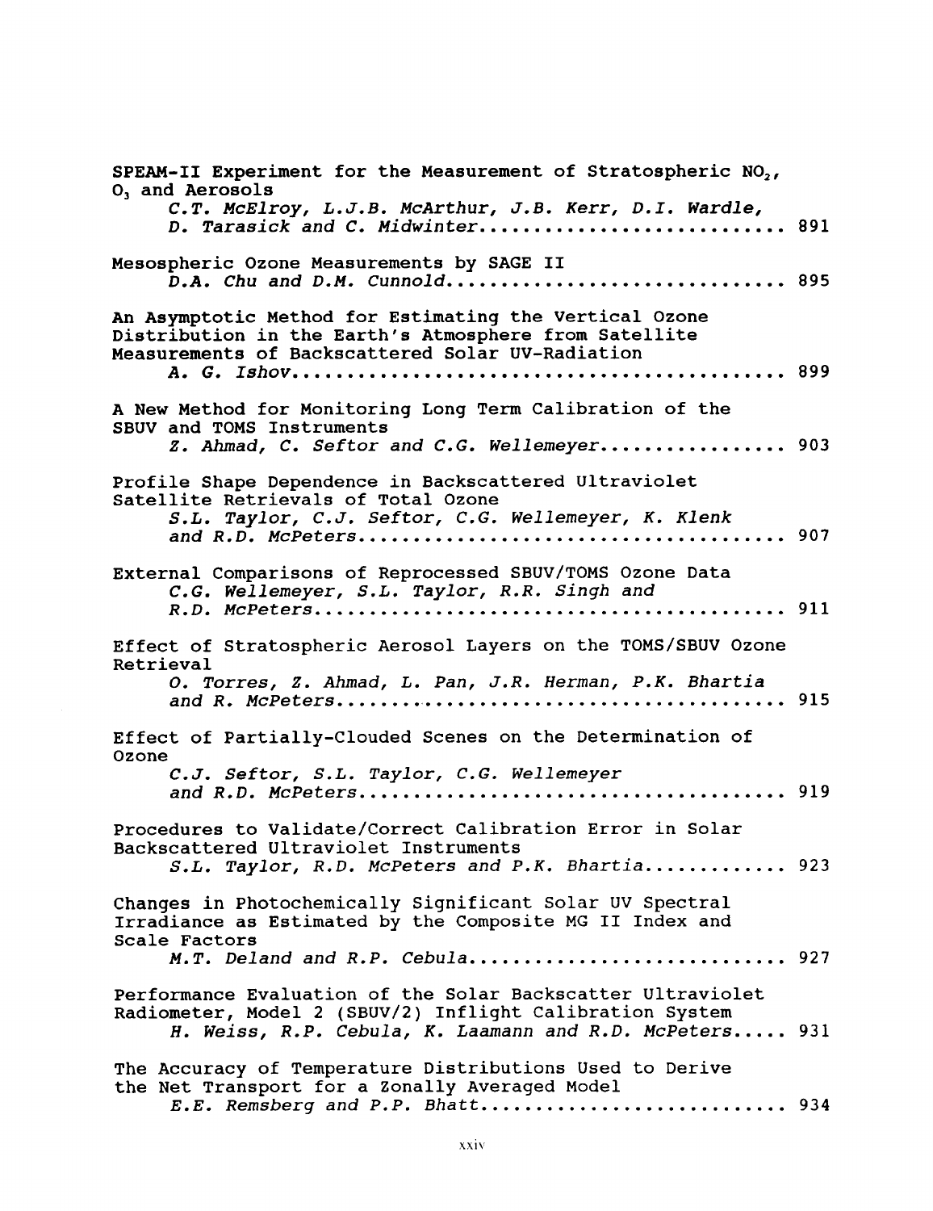SPEAM-II Experiment for the Measurement of Stratospheric $NO_2$, $O_3$ and Aerosols
*C.T. McElroy, L.J.B. McArthur, J.B. Kerr, D.I. Wardle, D. Tarasick and C. Midwinter* ........................... 891

Mesospheric Ozone Measurements by SAGE II
*D.A. Chu and D.M. Cunnold* .............................. 895

An Asymptotic Method for Estimating the Vertical Ozone Distribution in the Earth's Atmosphere from Satellite Measurements of Backscattered Solar UV-Radiation
*A. G. Ishov* ............................................. 899

A New Method for Monitoring Long Term Calibration of the SBUV and TOMS Instruments
*Z. Ahmad, C. Seftor and C.G. Wellemeyer* ................. 903

Profile Shape Dependence in Backscattered Ultraviolet Satellite Retrievals of Total Ozone
*S.L. Taylor, C.J. Seftor, C.G. Wellemeyer, K. Klenk and R.D. McPeters* ....................................... 907

External Comparisons of Reprocessed SBUV/TOMS Ozone Data
*C.G. Wellemeyer, S.L. Taylor, R.R. Singh and R.D. McPeters* ........................................... 911

Effect of Stratospheric Aerosol Layers on the TOMS/SBUV Ozone Retrieval
*O. Torres, Z. Ahmad, L. Pan, J.R. Herman, P.K. Bhartia and R. McPeters* .......................................... 915

Effect of Partially-Clouded Scenes on the Determination of Ozone
*C.J. Seftor, S.L. Taylor, C.G. Wellemeyer and R.D. McPeters* ....................................... 919

Procedures to Validate/Correct Calibration Error in Solar Backscattered Ultraviolet Instruments
*S.L. Taylor, R.D. McPeters and P.K. Bhartia* ............. 923

Changes in Photochemically Significant Solar UV Spectral Irradiance as Estimated by the Composite MG II Index and Scale Factors
*M.T. Deland and R.P. Cebula* ............................ 927

Performance Evaluation of the Solar Backscatter Ultraviolet Radiometer, Model 2 (SBUV/2) Inflight Calibration System
*H. Weiss, R.P. Cebula, K. Laamann and R.D. McPeters* ..... 931

The Accuracy of Temperature Distributions Used to Derive the Net Transport for a Zonally Averaged Model
*E.E. Remsberg and P.P. Bhatt* ........................... 934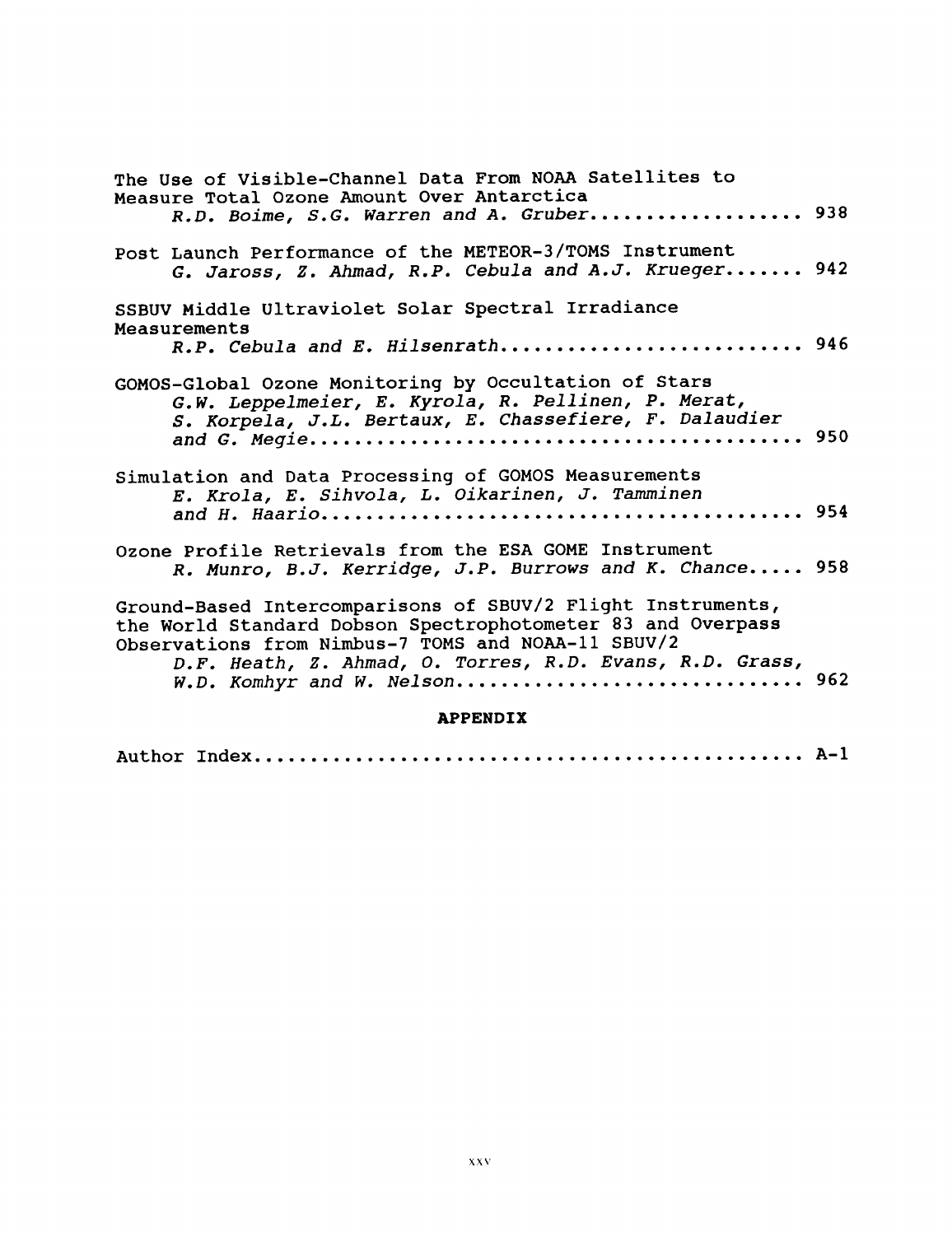The Use of Visible-Channel Data From NOAA Satellites to Measure Total Ozone Amount Over Antarctica
*R.D. Boime, S.G. Warren and A. Gruber*.................. 938

Post Launch Performance of the METEOR-3/TOMS Instrument
*G. Jaross, Z. Ahmad, R.P. Cebula and A.J. Krueger*....... 942

SSBUV Middle Ultraviolet Solar Spectral Irradiance Measurements
*R.P. Cebula and E. Hilsenrath*.......................... 946

GOMOS-Global Ozone Monitoring by Occultation of Stars
*G.W. Leppelmeier, E. Kyrola, R. Pellinen, P. Merat, S. Korpela, J.L. Bertaux, E. Chassefiere, F. Dalaudier and G. Megie*.......................................... 950

Simulation and Data Processing of GOMOS Measurements
*E. Krola, E. Sihvola, L. Oikarinen, J. Tamminen and H. Haario*......................................... 954

Ozone Profile Retrievals from the ESA GOME Instrument
*R. Munro, B.J. Kerridge, J.P. Burrows and K. Chance*..... 958

Ground-Based Intercomparisons of SBUV/2 Flight Instruments, the World Standard Dobson Spectrophotometer 83 and Overpass Observations from Nimbus-7 TOMS and NOAA-11 SBUV/2
*D.F. Heath, Z. Ahmad, O. Torres, R.D. Evans, R.D. Grass, W.D. Komhyr and W. Nelson*............................. 962

**APPENDIX**

Author Index................................................ A-1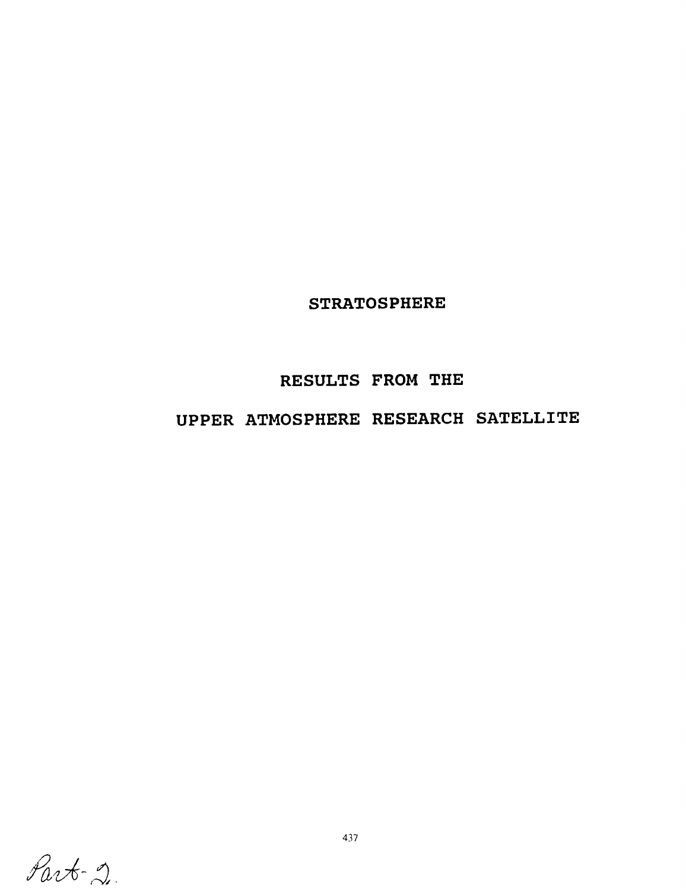# STRATOSPHERE

# RESULTS FROM THE

# UPPER ATMOSPHERE RESEARCH SATELLITE

Part-2.